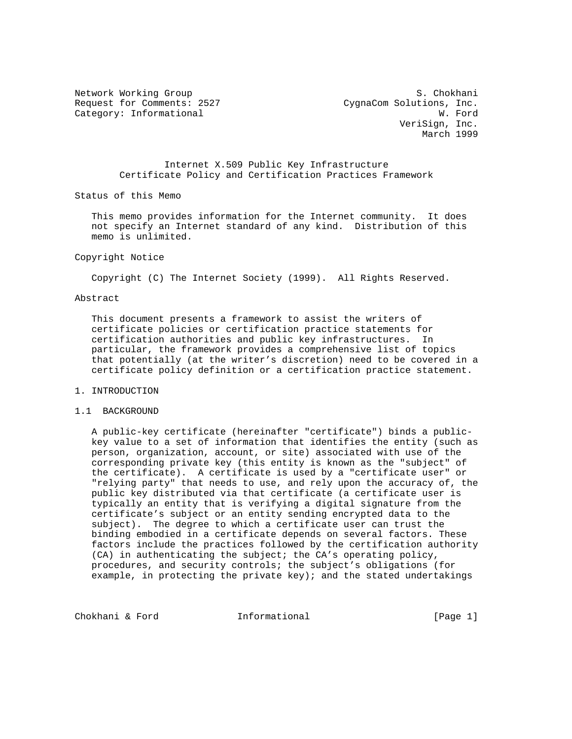Network Working Group S. Chokhani
Request for Comments: 2527 CygnaCom Solutions, Inc.
Category: Informational W. Ford
VeriSign, Inc.
March 1999

# Internet X.509 Public Key Infrastructure Certificate Policy and Certification Practices Framework

## Status of this Memo

This memo provides information for the Internet community. It does not specify an Internet standard of any kind. Distribution of this memo is unlimited.

## Copyright Notice

Copyright (C) The Internet Society (1999). All Rights Reserved.

## Abstract

This document presents a framework to assist the writers of certificate policies or certification practice statements for certification authorities and public key infrastructures. In particular, the framework provides a comprehensive list of topics that potentially (at the writer's discretion) need to be covered in a certificate policy definition or a certification practice statement.

## 1. INTRODUCTION

### 1.1 BACKGROUND

A public-key certificate (hereinafter "certificate") binds a public-key value to a set of information that identifies the entity (such as person, organization, account, or site) associated with use of the corresponding private key (this entity is known as the "subject" of the certificate). A certificate is used by a "certificate user" or "relying party" that needs to use, and rely upon the accuracy of, the public key distributed via that certificate (a certificate user is typically an entity that is verifying a digital signature from the certificate's subject or an entity sending encrypted data to the subject). The degree to which a certificate user can trust the binding embodied in a certificate depends on several factors. These factors include the practices followed by the certification authority (CA) in authenticating the subject; the CA's operating policy, procedures, and security controls; the subject's obligations (for example, in protecting the private key); and the stated undertakings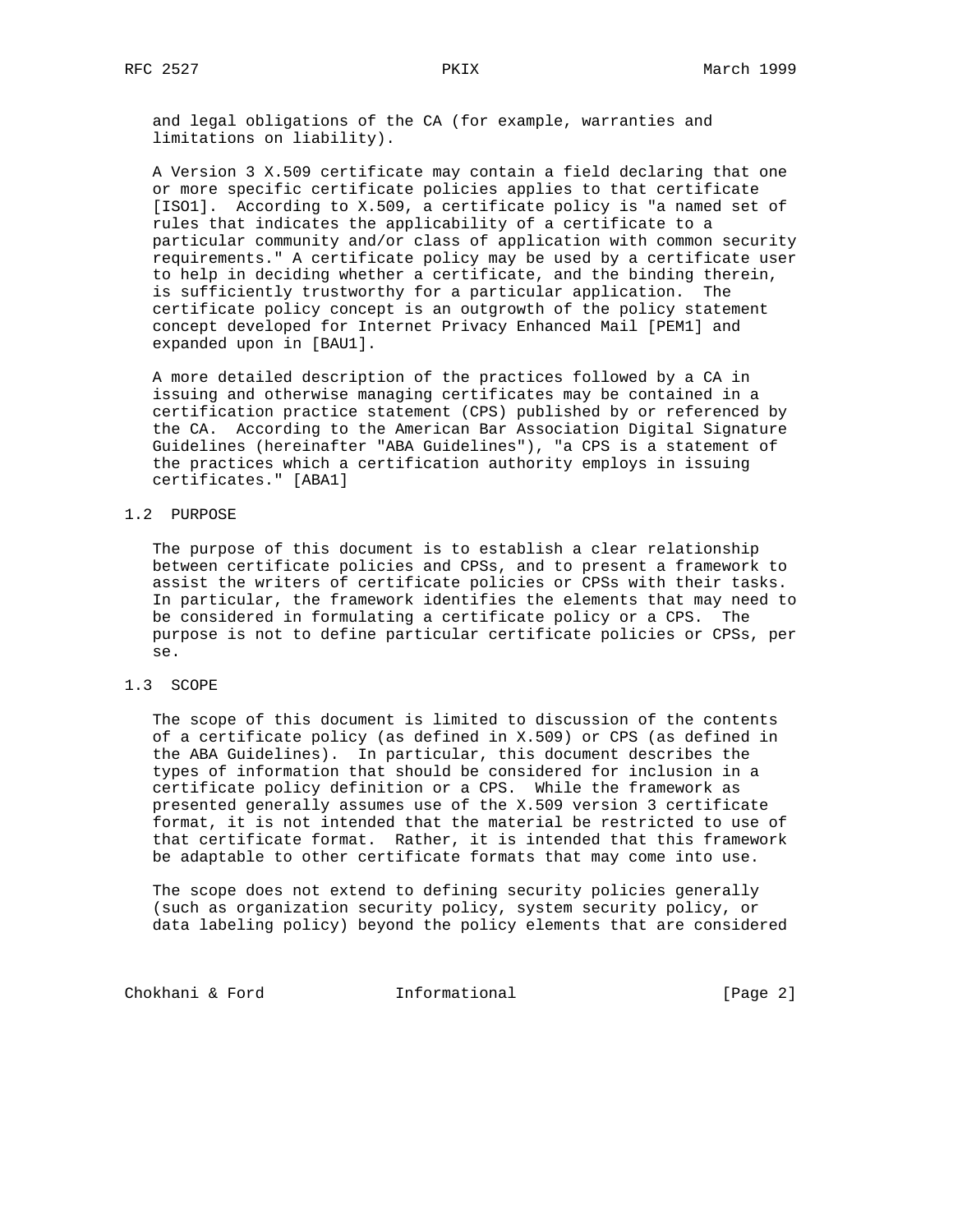and legal obligations of the CA (for example, warranties and limitations on liability).

A Version 3 X.509 certificate may contain a field declaring that one or more specific certificate policies applies to that certificate [ISO1]. According to X.509, a certificate policy is "a named set of rules that indicates the applicability of a certificate to a particular community and/or class of application with common security requirements." A certificate policy may be used by a certificate user to help in deciding whether a certificate, and the binding therein, is sufficiently trustworthy for a particular application. The certificate policy concept is an outgrowth of the policy statement concept developed for Internet Privacy Enhanced Mail [PEM1] and expanded upon in [BAU1].

A more detailed description of the practices followed by a CA in issuing and otherwise managing certificates may be contained in a certification practice statement (CPS) published by or referenced by the CA. According to the American Bar Association Digital Signature Guidelines (hereinafter "ABA Guidelines"), "a CPS is a statement of the practices which a certification authority employs in issuing certificates." [ABA1]

## 1.2 PURPOSE

The purpose of this document is to establish a clear relationship between certificate policies and CPSs, and to present a framework to assist the writers of certificate policies or CPSs with their tasks. In particular, the framework identifies the elements that may need to be considered in formulating a certificate policy or a CPS. The purpose is not to define particular certificate policies or CPSs, per se.

## 1.3 SCOPE

The scope of this document is limited to discussion of the contents of a certificate policy (as defined in X.509) or CPS (as defined in the ABA Guidelines). In particular, this document describes the types of information that should be considered for inclusion in a certificate policy definition or a CPS. While the framework as presented generally assumes use of the X.509 version 3 certificate format, it is not intended that the material be restricted to use of that certificate format. Rather, it is intended that this framework be adaptable to other certificate formats that may come into use.

The scope does not extend to defining security policies generally (such as organization security policy, system security policy, or data labeling policy) beyond the policy elements that are considered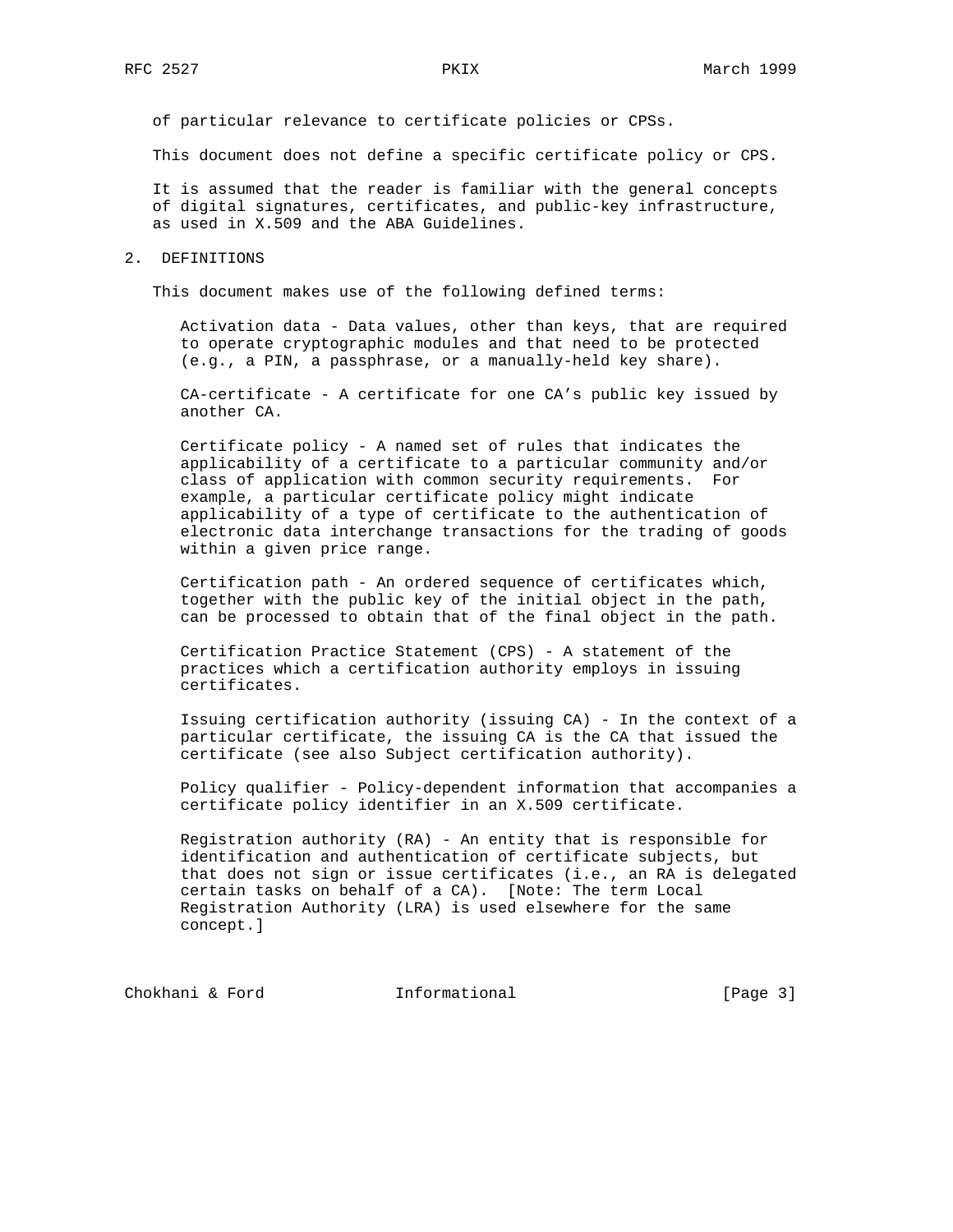of particular relevance to certificate policies or CPSs.

This document does not define a specific certificate policy or CPS.

It is assumed that the reader is familiar with the general concepts of digital signatures, certificates, and public-key infrastructure, as used in X.509 and the ABA Guidelines.

## 2. DEFINITIONS

This document makes use of the following defined terms:

Activation data - Data values, other than keys, that are required to operate cryptographic modules and that need to be protected (e.g., a PIN, a passphrase, or a manually-held key share).

CA-certificate - A certificate for one CA's public key issued by another CA.

Certificate policy - A named set of rules that indicates the applicability of a certificate to a particular community and/or class of application with common security requirements. For example, a particular certificate policy might indicate applicability of a type of certificate to the authentication of electronic data interchange transactions for the trading of goods within a given price range.

Certification path - An ordered sequence of certificates which, together with the public key of the initial object in the path, can be processed to obtain that of the final object in the path.

Certification Practice Statement (CPS) - A statement of the practices which a certification authority employs in issuing certificates.

Issuing certification authority (issuing CA) - In the context of a particular certificate, the issuing CA is the CA that issued the certificate (see also Subject certification authority).

Policy qualifier - Policy-dependent information that accompanies a certificate policy identifier in an X.509 certificate.

Registration authority (RA) - An entity that is responsible for identification and authentication of certificate subjects, but that does not sign or issue certificates (i.e., an RA is delegated certain tasks on behalf of a CA). [Note: The term Local Registration Authority (LRA) is used elsewhere for the same concept.]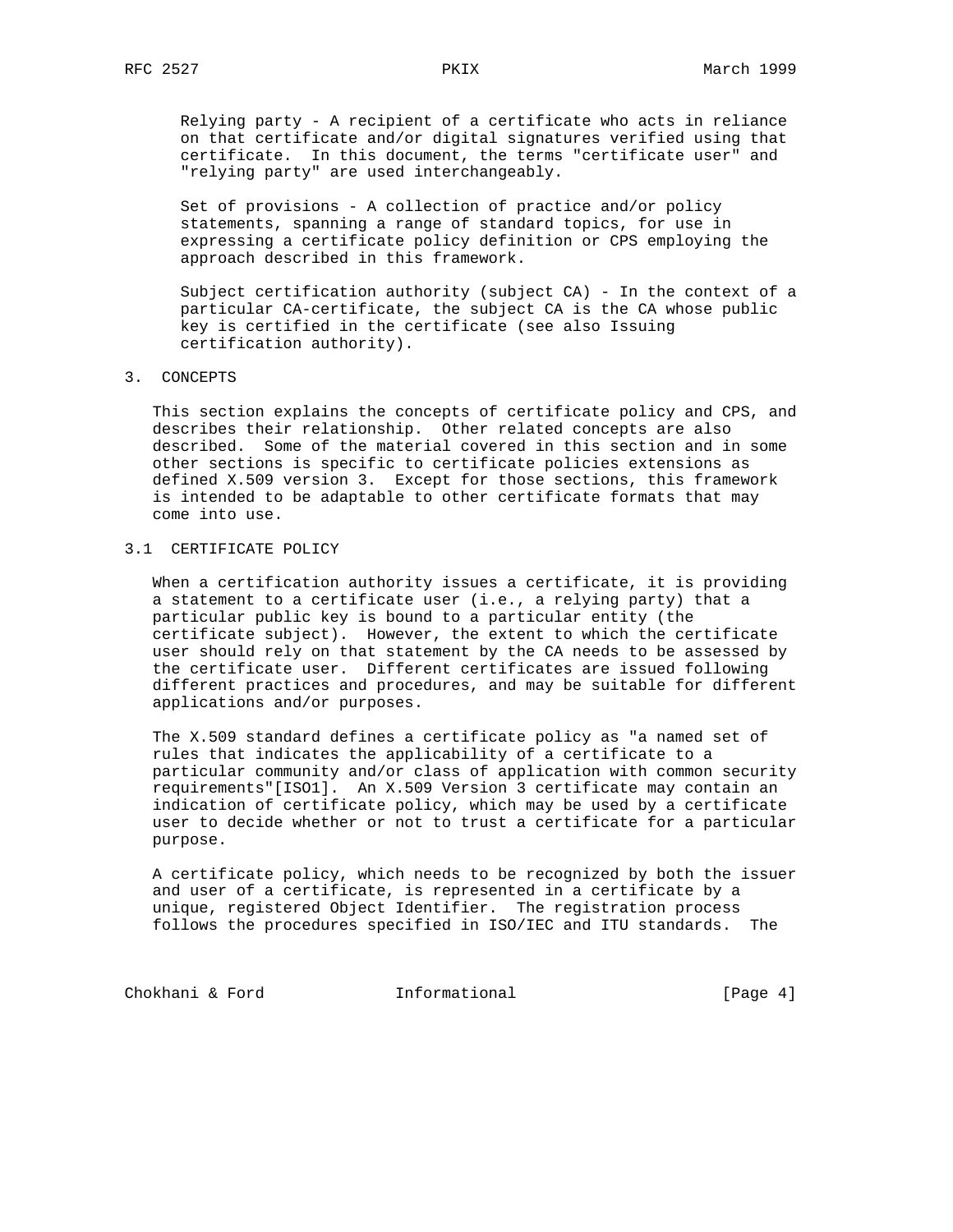Relying party - A recipient of a certificate who acts in reliance on that certificate and/or digital signatures verified using that certificate. In this document, the terms "certificate user" and "relying party" are used interchangeably.

Set of provisions - A collection of practice and/or policy statements, spanning a range of standard topics, for use in expressing a certificate policy definition or CPS employing the approach described in this framework.

Subject certification authority (subject CA) - In the context of a particular CA-certificate, the subject CA is the CA whose public key is certified in the certificate (see also Issuing certification authority).

## 3. CONCEPTS

This section explains the concepts of certificate policy and CPS, and describes their relationship. Other related concepts are also described. Some of the material covered in this section and in some other sections is specific to certificate policies extensions as defined X.509 version 3. Except for those sections, this framework is intended to be adaptable to other certificate formats that may come into use.

### 3.1 CERTIFICATE POLICY

When a certification authority issues a certificate, it is providing a statement to a certificate user (i.e., a relying party) that a particular public key is bound to a particular entity (the certificate subject). However, the extent to which the certificate user should rely on that statement by the CA needs to be assessed by the certificate user. Different certificates are issued following different practices and procedures, and may be suitable for different applications and/or purposes.

The X.509 standard defines a certificate policy as "a named set of rules that indicates the applicability of a certificate to a particular community and/or class of application with common security requirements"[ISO1]. An X.509 Version 3 certificate may contain an indication of certificate policy, which may be used by a certificate user to decide whether or not to trust a certificate for a particular purpose.

A certificate policy, which needs to be recognized by both the issuer and user of a certificate, is represented in a certificate by a unique, registered Object Identifier. The registration process follows the procedures specified in ISO/IEC and ITU standards. The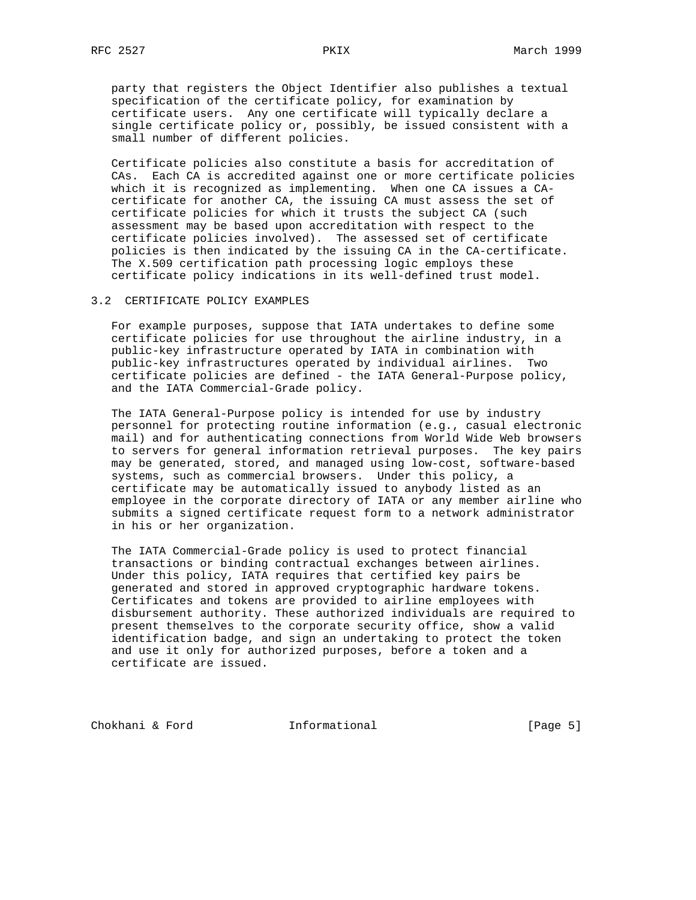party that registers the Object Identifier also publishes a textual specification of the certificate policy, for examination by certificate users. Any one certificate will typically declare a single certificate policy or, possibly, be issued consistent with a small number of different policies.

Certificate policies also constitute a basis for accreditation of CAs. Each CA is accredited against one or more certificate policies which it is recognized as implementing. When one CA issues a CA-certificate for another CA, the issuing CA must assess the set of certificate policies for which it trusts the subject CA (such assessment may be based upon accreditation with respect to the certificate policies involved). The assessed set of certificate policies is then indicated by the issuing CA in the CA-certificate. The X.509 certification path processing logic employs these certificate policy indications in its well-defined trust model.

## 3.2 CERTIFICATE POLICY EXAMPLES

For example purposes, suppose that IATA undertakes to define some certificate policies for use throughout the airline industry, in a public-key infrastructure operated by IATA in combination with public-key infrastructures operated by individual airlines. Two certificate policies are defined - the IATA General-Purpose policy, and the IATA Commercial-Grade policy.

The IATA General-Purpose policy is intended for use by industry personnel for protecting routine information (e.g., casual electronic mail) and for authenticating connections from World Wide Web browsers to servers for general information retrieval purposes. The key pairs may be generated, stored, and managed using low-cost, software-based systems, such as commercial browsers. Under this policy, a certificate may be automatically issued to anybody listed as an employee in the corporate directory of IATA or any member airline who submits a signed certificate request form to a network administrator in his or her organization.

The IATA Commercial-Grade policy is used to protect financial transactions or binding contractual exchanges between airlines. Under this policy, IATA requires that certified key pairs be generated and stored in approved cryptographic hardware tokens. Certificates and tokens are provided to airline employees with disbursement authority. These authorized individuals are required to present themselves to the corporate security office, show a valid identification badge, and sign an undertaking to protect the token and use it only for authorized purposes, before a token and a certificate are issued.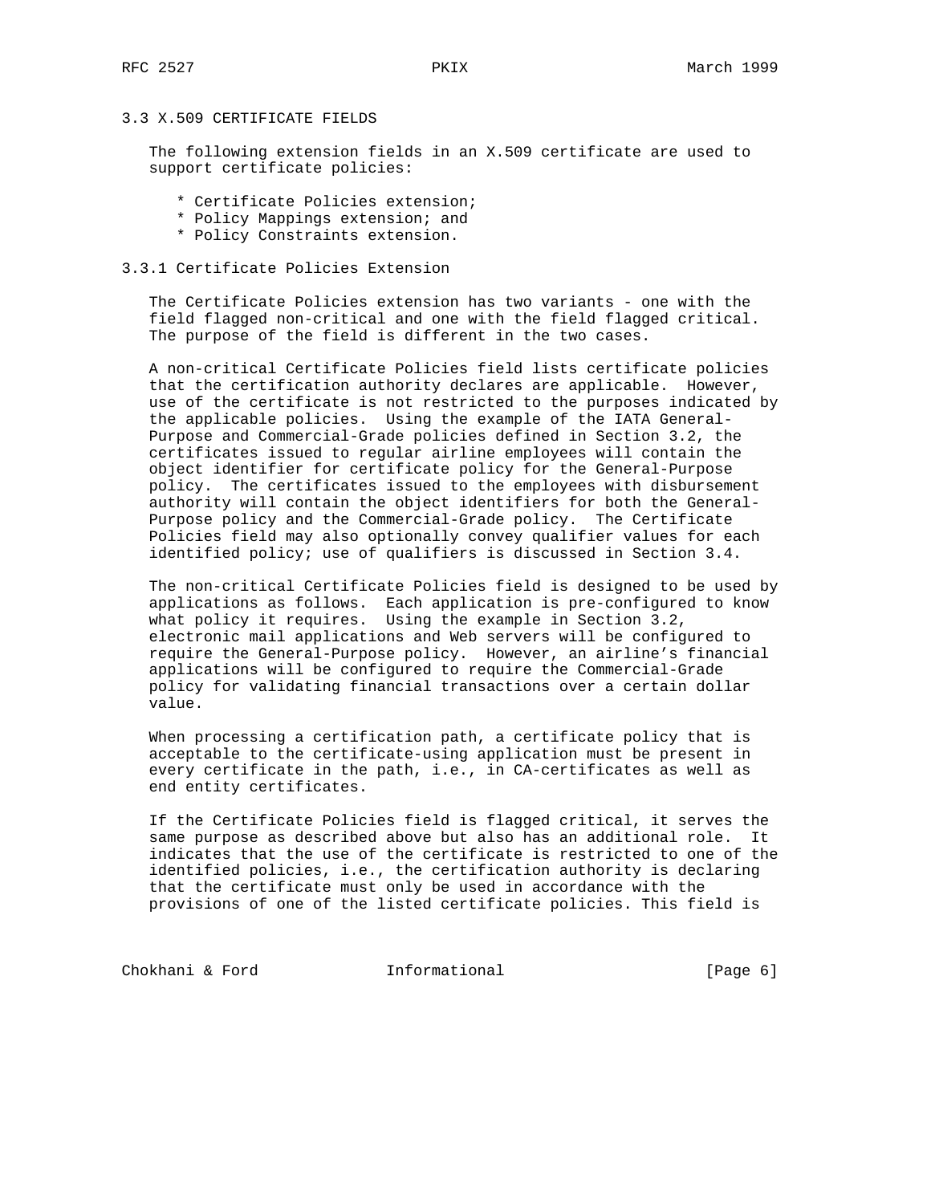### 3.3 X.509 CERTIFICATE FIELDS

The following extension fields in an X.509 certificate are used to support certificate policies:

* Certificate Policies extension;
* Policy Mappings extension; and
* Policy Constraints extension.

#### 3.3.1 Certificate Policies Extension

The Certificate Policies extension has two variants - one with the field flagged non-critical and one with the field flagged critical. The purpose of the field is different in the two cases.

A non-critical Certificate Policies field lists certificate policies that the certification authority declares are applicable. However, use of the certificate is not restricted to the purposes indicated by the applicable policies. Using the example of the IATA General-Purpose and Commercial-Grade policies defined in Section 3.2, the certificates issued to regular airline employees will contain the object identifier for certificate policy for the General-Purpose policy. The certificates issued to the employees with disbursement authority will contain the object identifiers for both the General-Purpose policy and the Commercial-Grade policy. The Certificate Policies field may also optionally convey qualifier values for each identified policy; use of qualifiers is discussed in Section 3.4.

The non-critical Certificate Policies field is designed to be used by applications as follows. Each application is pre-configured to know what policy it requires. Using the example in Section 3.2, electronic mail applications and Web servers will be configured to require the General-Purpose policy. However, an airline's financial applications will be configured to require the Commercial-Grade policy for validating financial transactions over a certain dollar value.

When processing a certification path, a certificate policy that is acceptable to the certificate-using application must be present in every certificate in the path, i.e., in CA-certificates as well as end entity certificates.

If the Certificate Policies field is flagged critical, it serves the same purpose as described above but also has an additional role. It indicates that the use of the certificate is restricted to one of the identified policies, i.e., the certification authority is declaring that the certificate must only be used in accordance with the provisions of one of the listed certificate policies. This field is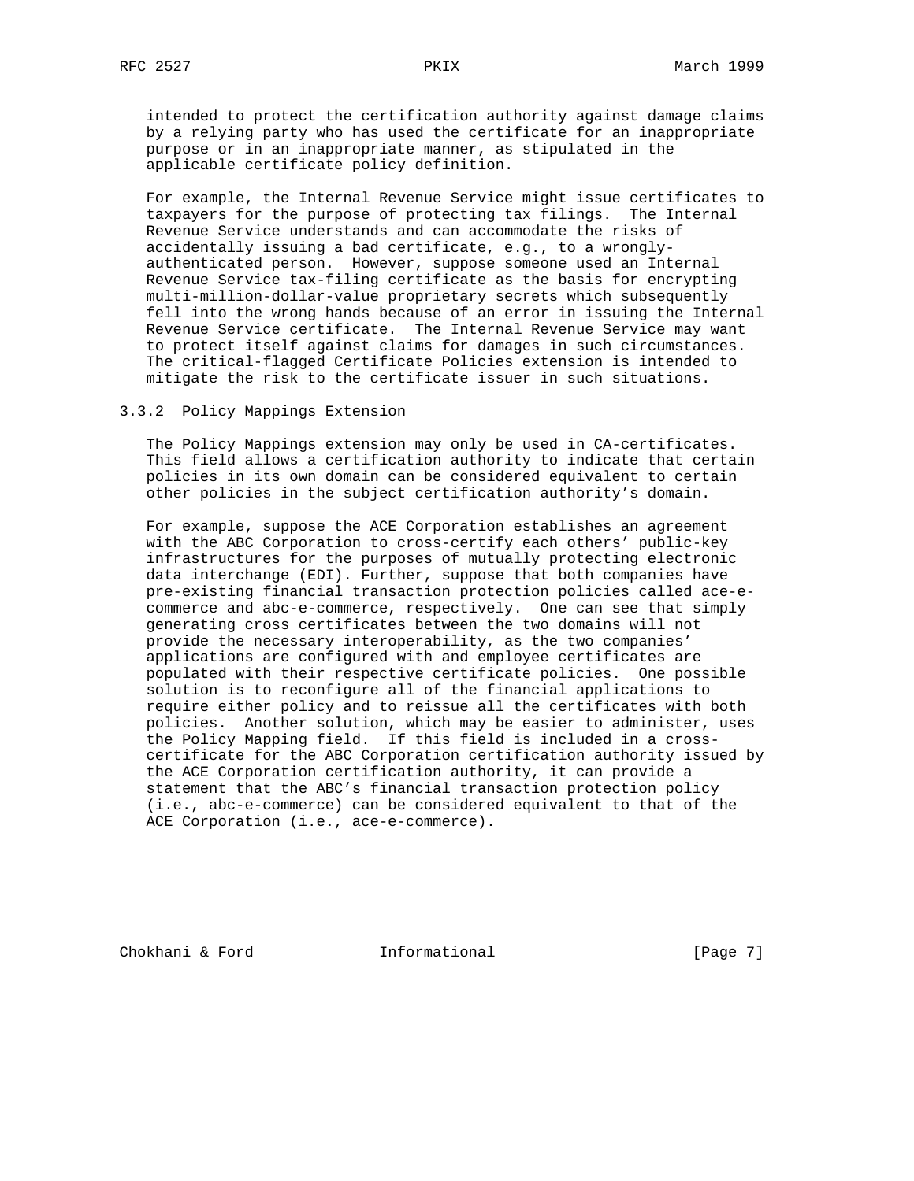intended to protect the certification authority against damage claims by a relying party who has used the certificate for an inappropriate purpose or in an inappropriate manner, as stipulated in the applicable certificate policy definition.

For example, the Internal Revenue Service might issue certificates to taxpayers for the purpose of protecting tax filings. The Internal Revenue Service understands and can accommodate the risks of accidentally issuing a bad certificate, e.g., to a wrongly-authenticated person. However, suppose someone used an Internal Revenue Service tax-filing certificate as the basis for encrypting multi-million-dollar-value proprietary secrets which subsequently fell into the wrong hands because of an error in issuing the Internal Revenue Service certificate. The Internal Revenue Service may want to protect itself against claims for damages in such circumstances. The critical-flagged Certificate Policies extension is intended to mitigate the risk to the certificate issuer in such situations.

### 3.3.2 Policy Mappings Extension

The Policy Mappings extension may only be used in CA-certificates. This field allows a certification authority to indicate that certain policies in its own domain can be considered equivalent to certain other policies in the subject certification authority's domain.

For example, suppose the ACE Corporation establishes an agreement with the ABC Corporation to cross-certify each others' public-key infrastructures for the purposes of mutually protecting electronic data interchange (EDI). Further, suppose that both companies have pre-existing financial transaction protection policies called ace-e-commerce and abc-e-commerce, respectively. One can see that simply generating cross certificates between the two domains will not provide the necessary interoperability, as the two companies' applications are configured with and employee certificates are populated with their respective certificate policies. One possible solution is to reconfigure all of the financial applications to require either policy and to reissue all the certificates with both policies. Another solution, which may be easier to administer, uses the Policy Mapping field. If this field is included in a cross-certificate for the ABC Corporation certification authority issued by the ACE Corporation certification authority, it can provide a statement that the ABC's financial transaction protection policy (i.e., abc-e-commerce) can be considered equivalent to that of the ACE Corporation (i.e., ace-e-commerce).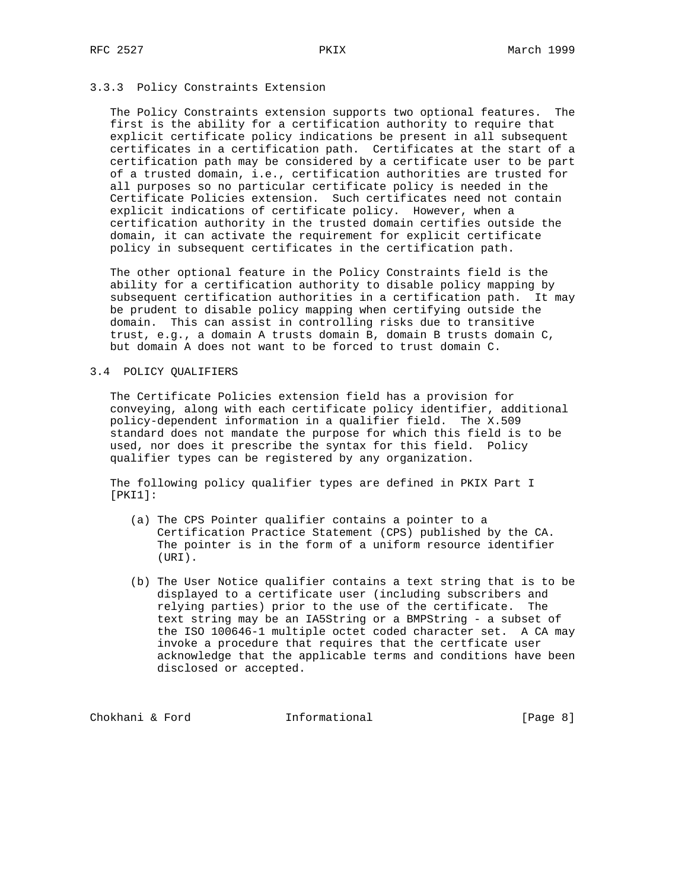### 3.3.3 Policy Constraints Extension

The Policy Constraints extension supports two optional features. The first is the ability for a certification authority to require that explicit certificate policy indications be present in all subsequent certificates in a certification path. Certificates at the start of a certification path may be considered by a certificate user to be part of a trusted domain, i.e., certification authorities are trusted for all purposes so no particular certificate policy is needed in the Certificate Policies extension. Such certificates need not contain explicit indications of certificate policy. However, when a certification authority in the trusted domain certifies outside the domain, it can activate the requirement for explicit certificate policy in subsequent certificates in the certification path.

The other optional feature in the Policy Constraints field is the ability for a certification authority to disable policy mapping by subsequent certification authorities in a certification path. It may be prudent to disable policy mapping when certifying outside the domain. This can assist in controlling risks due to transitive trust, e.g., a domain A trusts domain B, domain B trusts domain C, but domain A does not want to be forced to trust domain C.

## 3.4 POLICY QUALIFIERS

The Certificate Policies extension field has a provision for conveying, along with each certificate policy identifier, additional policy-dependent information in a qualifier field. The X.509 standard does not mandate the purpose for which this field is to be used, nor does it prescribe the syntax for this field. Policy qualifier types can be registered by any organization.

The following policy qualifier types are defined in PKIX Part I [PKI1]:

(a) The CPS Pointer qualifier contains a pointer to a Certification Practice Statement (CPS) published by the CA. The pointer is in the form of a uniform resource identifier (URI).

(b) The User Notice qualifier contains a text string that is to be displayed to a certificate user (including subscribers and relying parties) prior to the use of the certificate. The text string may be an IA5String or a BMPString - a subset of the ISO 100646-1 multiple octet coded character set. A CA may invoke a procedure that requires that the certficate user acknowledge that the applicable terms and conditions have been disclosed or accepted.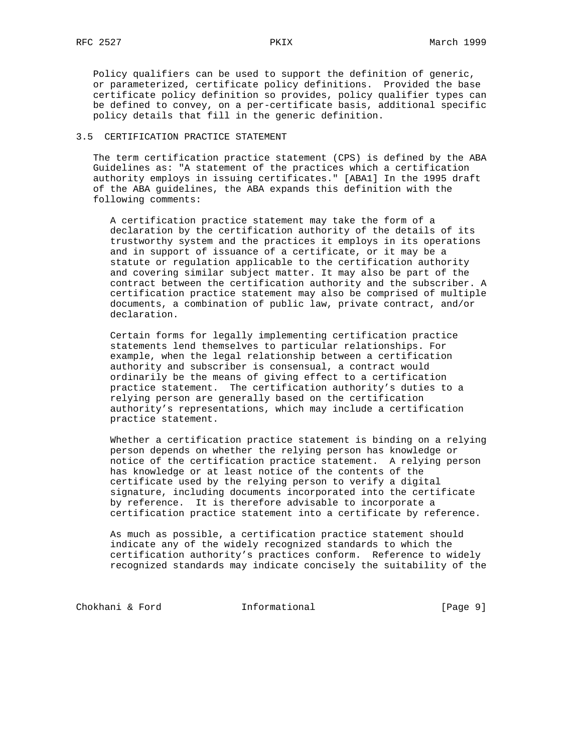Policy qualifiers can be used to support the definition of generic, or parameterized, certificate policy definitions. Provided the base certificate policy definition so provides, policy qualifier types can be defined to convey, on a per-certificate basis, additional specific policy details that fill in the generic definition.

## 3.5 CERTIFICATION PRACTICE STATEMENT

The term certification practice statement (CPS) is defined by the ABA Guidelines as: "A statement of the practices which a certification authority employs in issuing certificates." [ABA1] In the 1995 draft of the ABA guidelines, the ABA expands this definition with the following comments:

> A certification practice statement may take the form of a declaration by the certification authority of the details of its trustworthy system and the practices it employs in its operations and in support of issuance of a certificate, or it may be a statute or regulation applicable to the certification authority and covering similar subject matter. It may also be part of the contract between the certification authority and the subscriber. A certification practice statement may also be comprised of multiple documents, a combination of public law, private contract, and/or declaration.
>
> Certain forms for legally implementing certification practice statements lend themselves to particular relationships. For example, when the legal relationship between a certification authority and subscriber is consensual, a contract would ordinarily be the means of giving effect to a certification practice statement. The certification authority’s duties to a relying person are generally based on the certification authority’s representations, which may include a certification practice statement.
>
> Whether a certification practice statement is binding on a relying person depends on whether the relying person has knowledge or notice of the certification practice statement. A relying person has knowledge or at least notice of the contents of the certificate used by the relying person to verify a digital signature, including documents incorporated into the certificate by reference. It is therefore advisable to incorporate a certification practice statement into a certificate by reference.
>
> As much as possible, a certification practice statement should indicate any of the widely recognized standards to which the certification authority’s practices conform. Reference to widely recognized standards may indicate concisely the suitability of the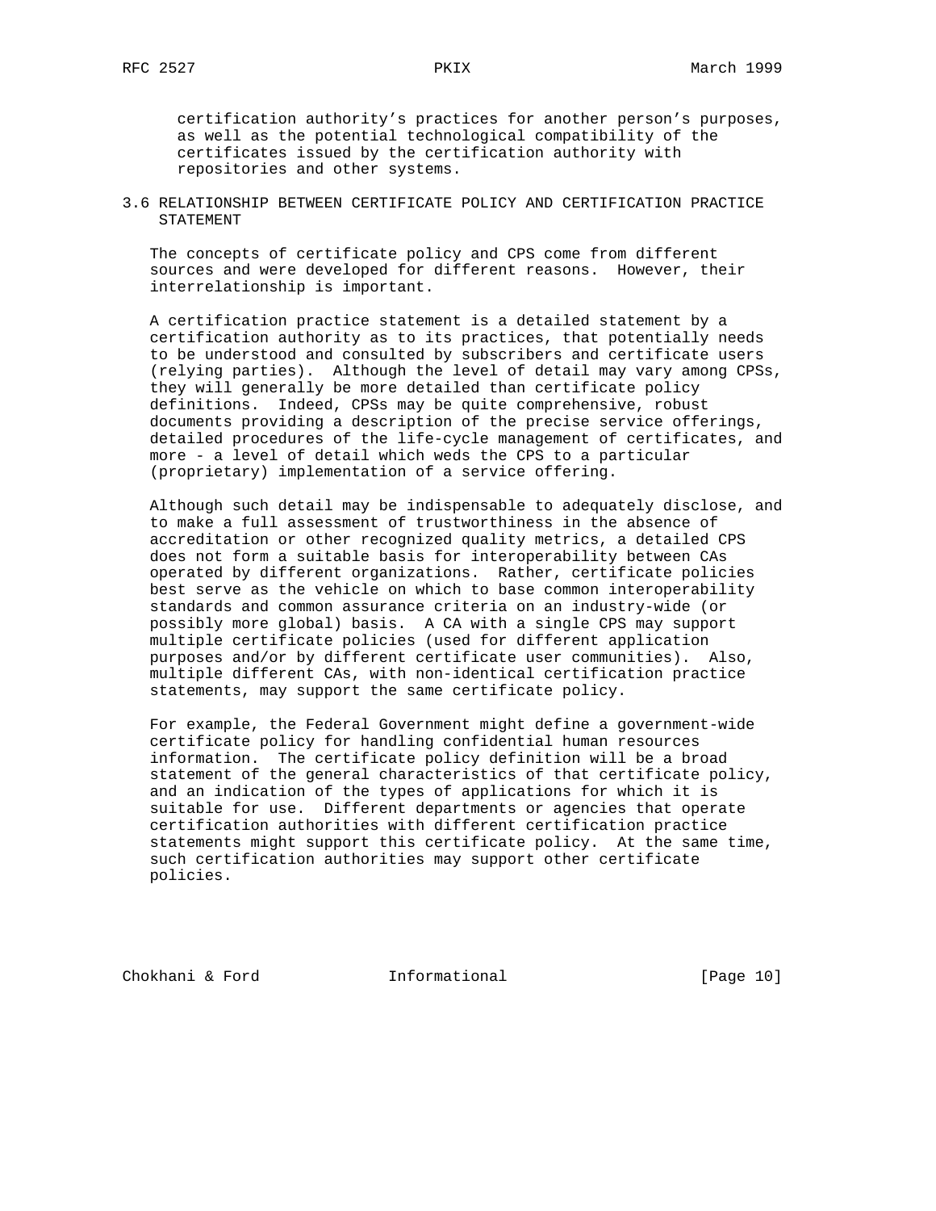certification authority's practices for another person's purposes, as well as the potential technological compatibility of the certificates issued by the certification authority with repositories and other systems.

## 3.6 RELATIONSHIP BETWEEN CERTIFICATE POLICY AND CERTIFICATION PRACTICE STATEMENT

The concepts of certificate policy and CPS come from different sources and were developed for different reasons. However, their interrelationship is important.

A certification practice statement is a detailed statement by a certification authority as to its practices, that potentially needs to be understood and consulted by subscribers and certificate users (relying parties). Although the level of detail may vary among CPSs, they will generally be more detailed than certificate policy definitions. Indeed, CPSs may be quite comprehensive, robust documents providing a description of the precise service offerings, detailed procedures of the life-cycle management of certificates, and more - a level of detail which weds the CPS to a particular (proprietary) implementation of a service offering.

Although such detail may be indispensable to adequately disclose, and to make a full assessment of trustworthiness in the absence of accreditation or other recognized quality metrics, a detailed CPS does not form a suitable basis for interoperability between CAs operated by different organizations. Rather, certificate policies best serve as the vehicle on which to base common interoperability standards and common assurance criteria on an industry-wide (or possibly more global) basis. A CA with a single CPS may support multiple certificate policies (used for different application purposes and/or by different certificate user communities). Also, multiple different CAs, with non-identical certification practice statements, may support the same certificate policy.

For example, the Federal Government might define a government-wide certificate policy for handling confidential human resources information. The certificate policy definition will be a broad statement of the general characteristics of that certificate policy, and an indication of the types of applications for which it is suitable for use. Different departments or agencies that operate certification authorities with different certification practice statements might support this certificate policy. At the same time, such certification authorities may support other certificate policies.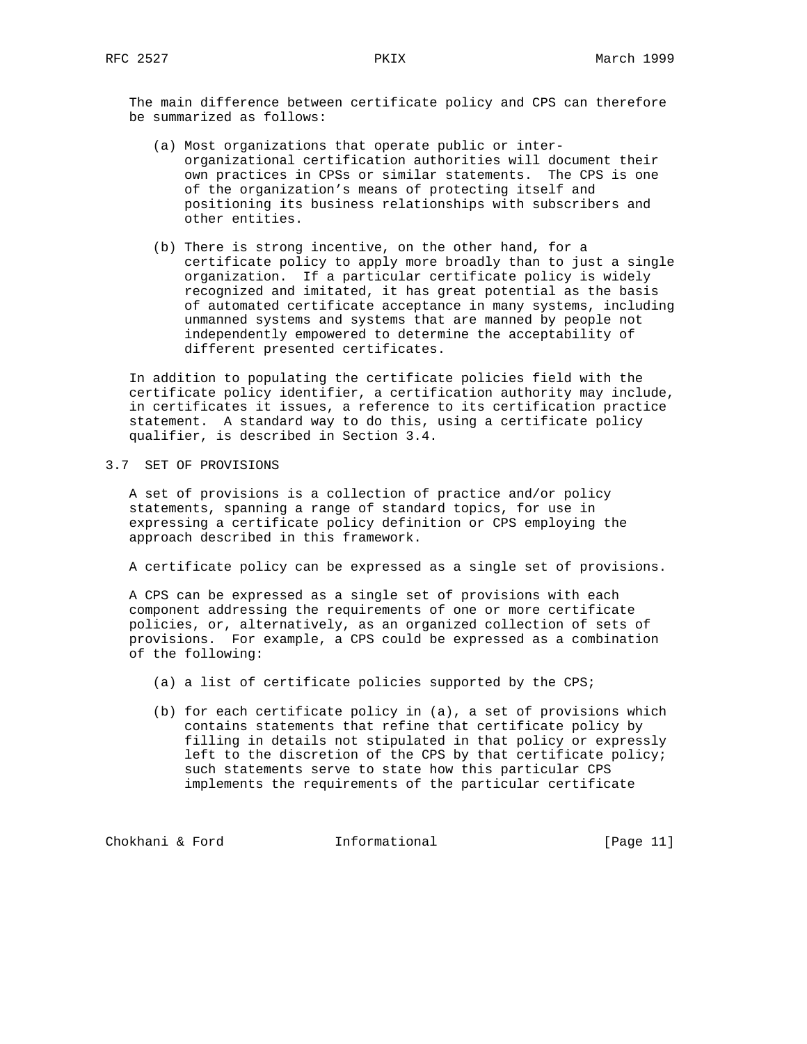The main difference between certificate policy and CPS can therefore be summarized as follows:

(a) Most organizations that operate public or inter-organizational certification authorities will document their own practices in CPSs or similar statements. The CPS is one of the organization's means of protecting itself and positioning its business relationships with subscribers and other entities.

(b) There is strong incentive, on the other hand, for a certificate policy to apply more broadly than to just a single organization. If a particular certificate policy is widely recognized and imitated, it has great potential as the basis of automated certificate acceptance in many systems, including unmanned systems and systems that are manned by people not independently empowered to determine the acceptability of different presented certificates.

In addition to populating the certificate policies field with the certificate policy identifier, a certification authority may include, in certificates it issues, a reference to its certification practice statement. A standard way to do this, using a certificate policy qualifier, is described in Section 3.4.

## 3.7 SET OF PROVISIONS

A set of provisions is a collection of practice and/or policy statements, spanning a range of standard topics, for use in expressing a certificate policy definition or CPS employing the approach described in this framework.

A certificate policy can be expressed as a single set of provisions.

A CPS can be expressed as a single set of provisions with each component addressing the requirements of one or more certificate policies, or, alternatively, as an organized collection of sets of provisions. For example, a CPS could be expressed as a combination of the following:

(a) a list of certificate policies supported by the CPS;

(b) for each certificate policy in (a), a set of provisions which contains statements that refine that certificate policy by filling in details not stipulated in that policy or expressly left to the discretion of the CPS by that certificate policy; such statements serve to state how this particular CPS implements the requirements of the particular certificate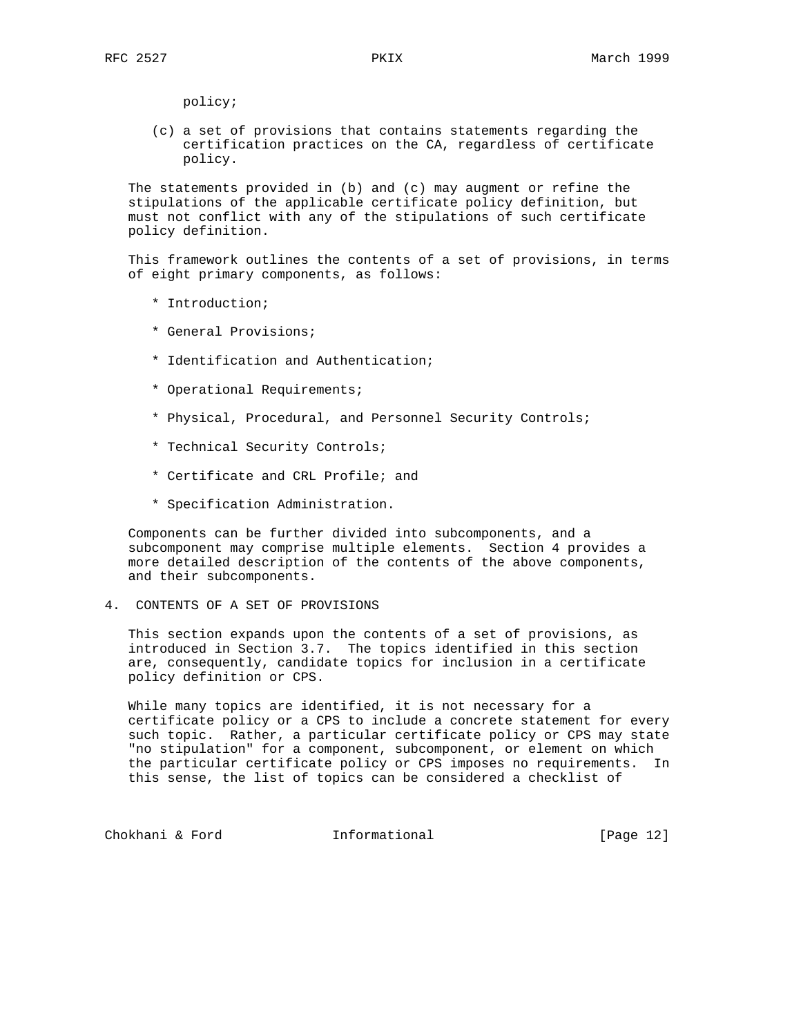policy;

(c) a set of provisions that contains statements regarding the certification practices on the CA, regardless of certificate policy.

The statements provided in (b) and (c) may augment or refine the stipulations of the applicable certificate policy definition, but must not conflict with any of the stipulations of such certificate policy definition.

This framework outlines the contents of a set of provisions, in terms of eight primary components, as follows:

* Introduction;
* General Provisions;
* Identification and Authentication;
* Operational Requirements;
* Physical, Procedural, and Personnel Security Controls;
* Technical Security Controls;
* Certificate and CRL Profile; and
* Specification Administration.

Components can be further divided into subcomponents, and a subcomponent may comprise multiple elements. Section 4 provides a more detailed description of the contents of the above components, and their subcomponents.

## 4. CONTENTS OF A SET OF PROVISIONS

This section expands upon the contents of a set of provisions, as introduced in Section 3.7. The topics identified in this section are, consequently, candidate topics for inclusion in a certificate policy definition or CPS.

While many topics are identified, it is not necessary for a certificate policy or a CPS to include a concrete statement for every such topic. Rather, a particular certificate policy or CPS may state "no stipulation" for a component, subcomponent, or element on which the particular certificate policy or CPS imposes no requirements. In this sense, the list of topics can be considered a checklist of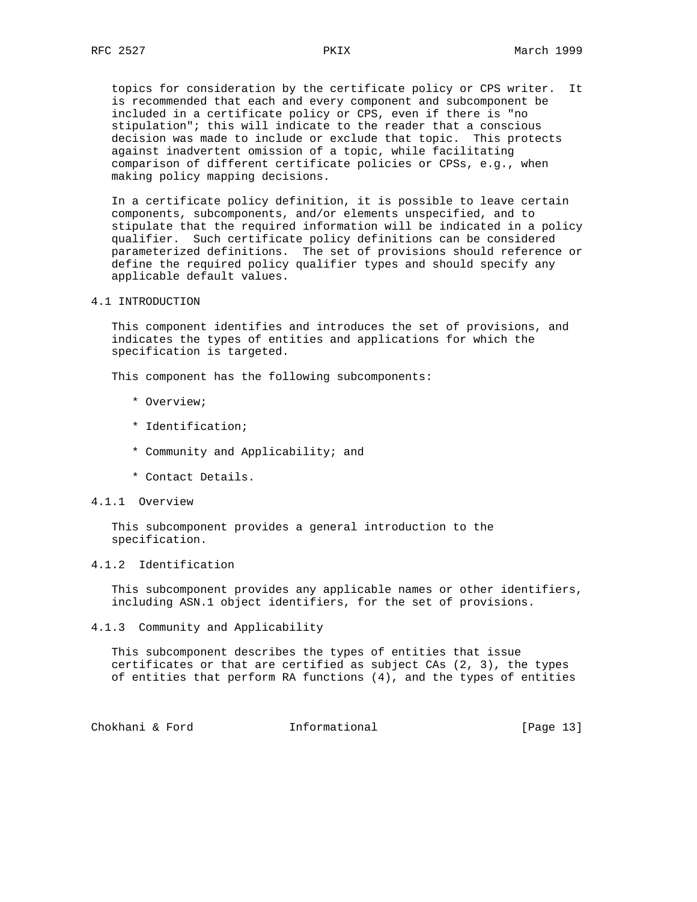topics for consideration by the certificate policy or CPS writer. It is recommended that each and every component and subcomponent be included in a certificate policy or CPS, even if there is "no stipulation"; this will indicate to the reader that a conscious decision was made to include or exclude that topic. This protects against inadvertent omission of a topic, while facilitating comparison of different certificate policies or CPSs, e.g., when making policy mapping decisions.

In a certificate policy definition, it is possible to leave certain components, subcomponents, and/or elements unspecified, and to stipulate that the required information will be indicated in a policy qualifier. Such certificate policy definitions can be considered parameterized definitions. The set of provisions should reference or define the required policy qualifier types and should specify any applicable default values.

## 4.1 INTRODUCTION

This component identifies and introduces the set of provisions, and indicates the types of entities and applications for which the specification is targeted.

This component has the following subcomponents:

* Overview;
* Identification;
* Community and Applicability; and
* Contact Details.

### 4.1.1 Overview

This subcomponent provides a general introduction to the specification.

### 4.1.2 Identification

This subcomponent provides any applicable names or other identifiers, including ASN.1 object identifiers, for the set of provisions.

### 4.1.3 Community and Applicability

This subcomponent describes the types of entities that issue certificates or that are certified as subject CAs (2, 3), the types of entities that perform RA functions (4), and the types of entities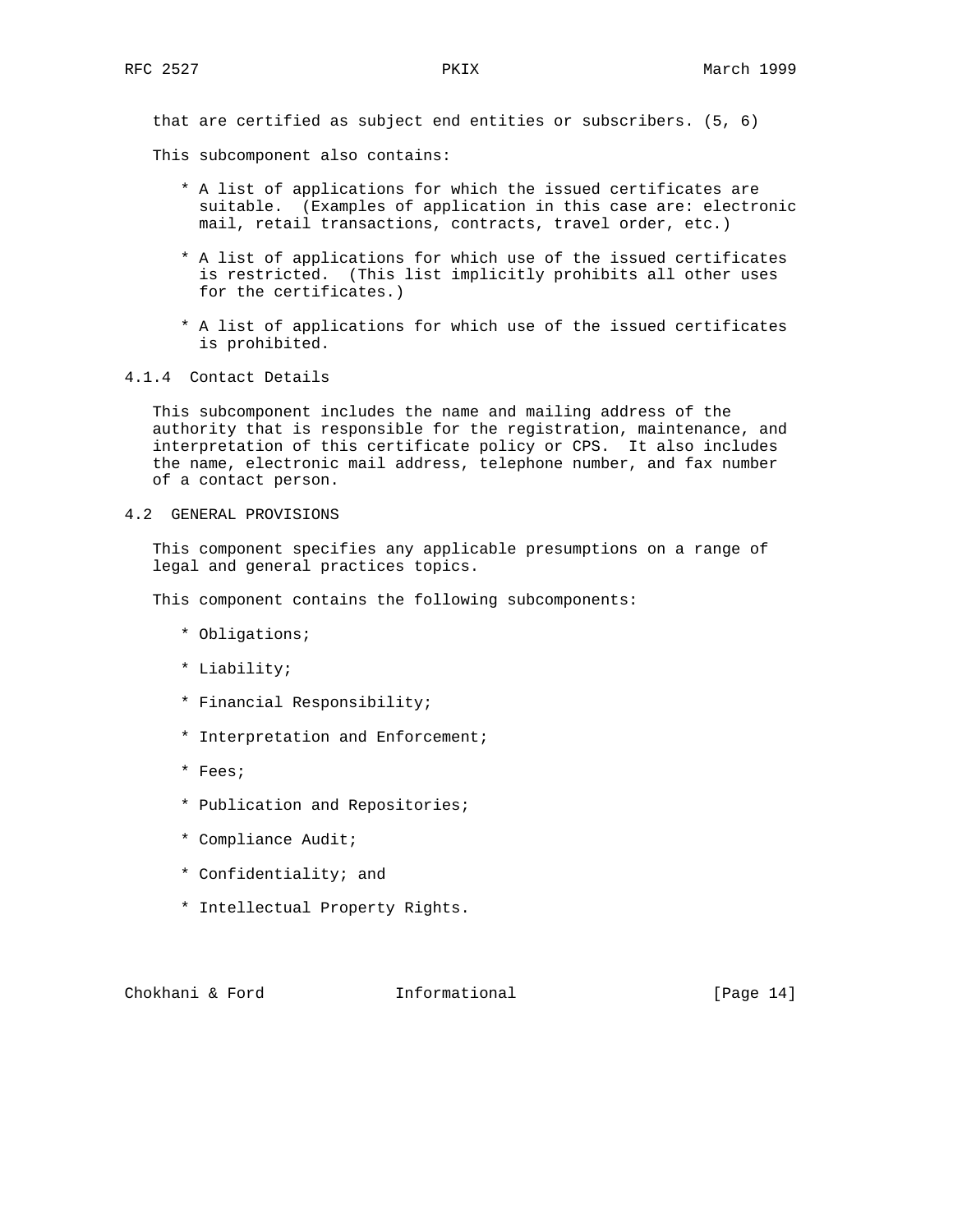that are certified as subject end entities or subscribers. (5, 6)

This subcomponent also contains:

* A list of applications for which the issued certificates are suitable. (Examples of application in this case are: electronic mail, retail transactions, contracts, travel order, etc.)

* A list of applications for which use of the issued certificates is restricted. (This list implicitly prohibits all other uses for the certificates.)

* A list of applications for which use of the issued certificates is prohibited.

### 4.1.4 Contact Details

This subcomponent includes the name and mailing address of the authority that is responsible for the registration, maintenance, and interpretation of this certificate policy or CPS. It also includes the name, electronic mail address, telephone number, and fax number of a contact person.

## 4.2 GENERAL PROVISIONS

This component specifies any applicable presumptions on a range of legal and general practices topics.

This component contains the following subcomponents:

* Obligations;

* Liability;

* Financial Responsibility;

* Interpretation and Enforcement;

* Fees;

* Publication and Repositories;

* Compliance Audit;

* Confidentiality; and

* Intellectual Property Rights.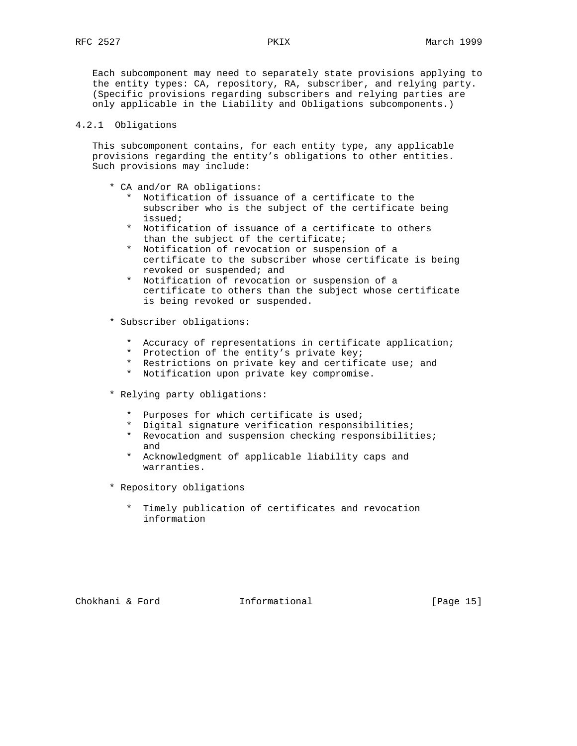Each subcomponent may need to separately state provisions applying to the entity types: CA, repository, RA, subscriber, and relying party. (Specific provisions regarding subscribers and relying parties are only applicable in the Liability and Obligations subcomponents.)

### 4.2.1 Obligations

This subcomponent contains, for each entity type, any applicable provisions regarding the entity's obligations to other entities. Such provisions may include:

* CA and/or RA obligations:
    * Notification of issuance of a certificate to the subscriber who is the subject of the certificate being issued;
    * Notification of issuance of a certificate to others than the subject of the certificate;
    * Notification of revocation or suspension of a certificate to the subscriber whose certificate is being revoked or suspended; and
    * Notification of revocation or suspension of a certificate to others than the subject whose certificate is being revoked or suspended.

* Subscriber obligations:

    * Accuracy of representations in certificate application;
    * Protection of the entity's private key;
    * Restrictions on private key and certificate use; and
    * Notification upon private key compromise.

* Relying party obligations:

    * Purposes for which certificate is used;
    * Digital signature verification responsibilities;
    * Revocation and suspension checking responsibilities; and
    * Acknowledgment of applicable liability caps and warranties.

* Repository obligations

    * Timely publication of certificates and revocation information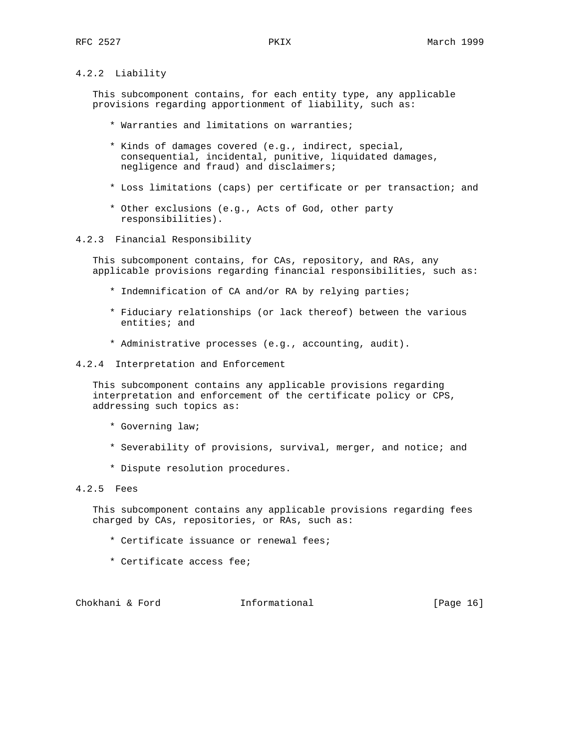#### 4.2.2 Liability

This subcomponent contains, for each entity type, any applicable provisions regarding apportionment of liability, such as:

* Warranties and limitations on warranties;
* Kinds of damages covered (e.g., indirect, special, consequential, incidental, punitive, liquidated damages, negligence and fraud) and disclaimers;
* Loss limitations (caps) per certificate or per transaction; and
* Other exclusions (e.g., Acts of God, other party responsibilities).

#### 4.2.3 Financial Responsibility

This subcomponent contains, for CAs, repository, and RAs, any applicable provisions regarding financial responsibilities, such as:

* Indemnification of CA and/or RA by relying parties;
* Fiduciary relationships (or lack thereof) between the various entities; and
* Administrative processes (e.g., accounting, audit).

#### 4.2.4 Interpretation and Enforcement

This subcomponent contains any applicable provisions regarding interpretation and enforcement of the certificate policy or CPS, addressing such topics as:

* Governing law;
* Severability of provisions, survival, merger, and notice; and
* Dispute resolution procedures.

#### 4.2.5 Fees

This subcomponent contains any applicable provisions regarding fees charged by CAs, repositories, or RAs, such as:

* Certificate issuance or renewal fees;
* Certificate access fee;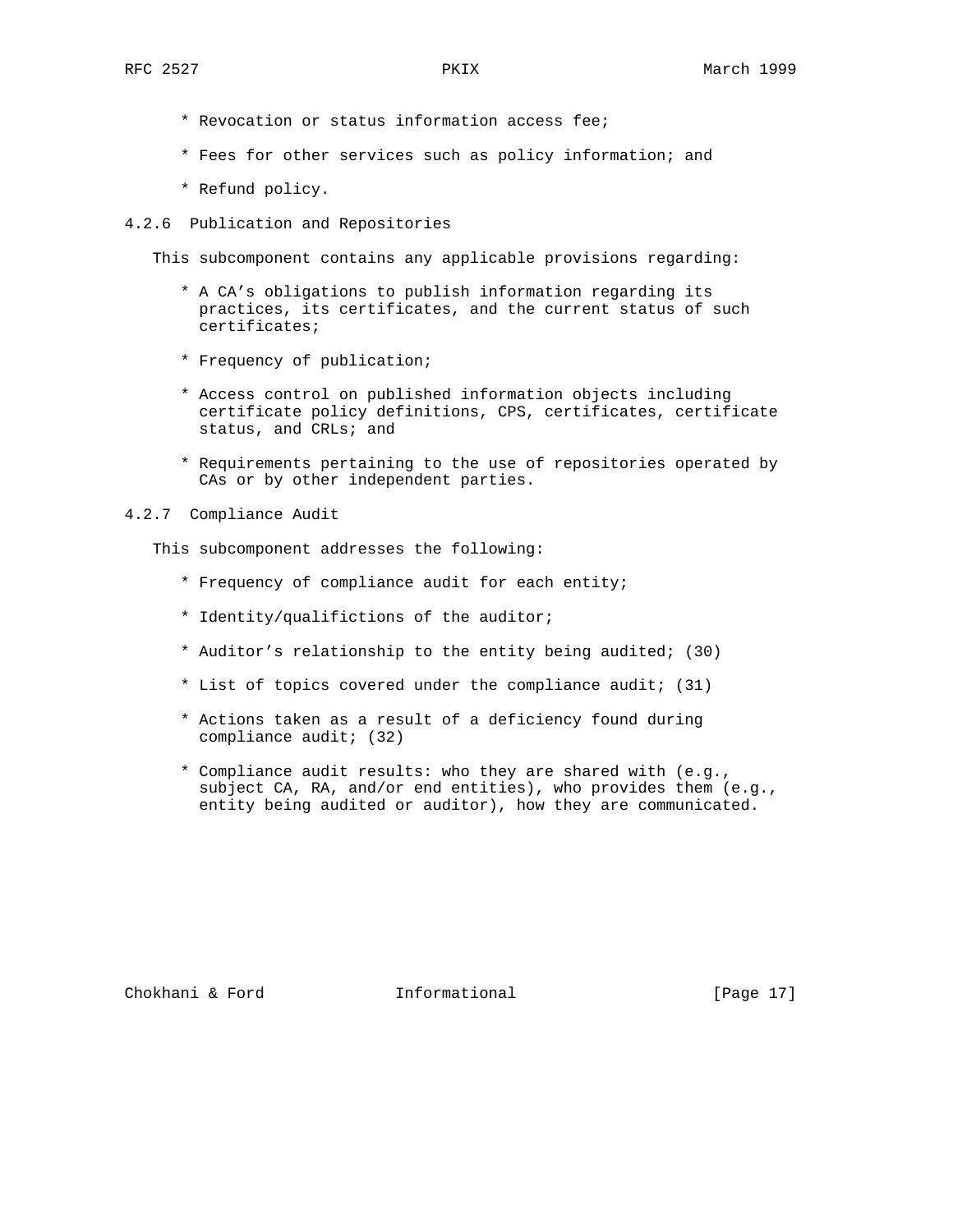* Revocation or status information access fee;
* Fees for other services such as policy information; and
* Refund policy.

### 4.2.6 Publication and Repositories

This subcomponent contains any applicable provisions regarding:

* A CA’s obligations to publish information regarding its practices, its certificates, and the current status of such certificates;
* Frequency of publication;
* Access control on published information objects including certificate policy definitions, CPS, certificates, certificate status, and CRLs; and
* Requirements pertaining to the use of repositories operated by CAs or by other independent parties.

### 4.2.7 Compliance Audit

This subcomponent addresses the following:

* Frequency of compliance audit for each entity;
* Identity/qualifictions of the auditor;
* Auditor’s relationship to the entity being audited; (30)
* List of topics covered under the compliance audit; (31)
* Actions taken as a result of a deficiency found during compliance audit; (32)
* Compliance audit results: who they are shared with (e.g., subject CA, RA, and/or end entities), who provides them (e.g., entity being audited or auditor), how they are communicated.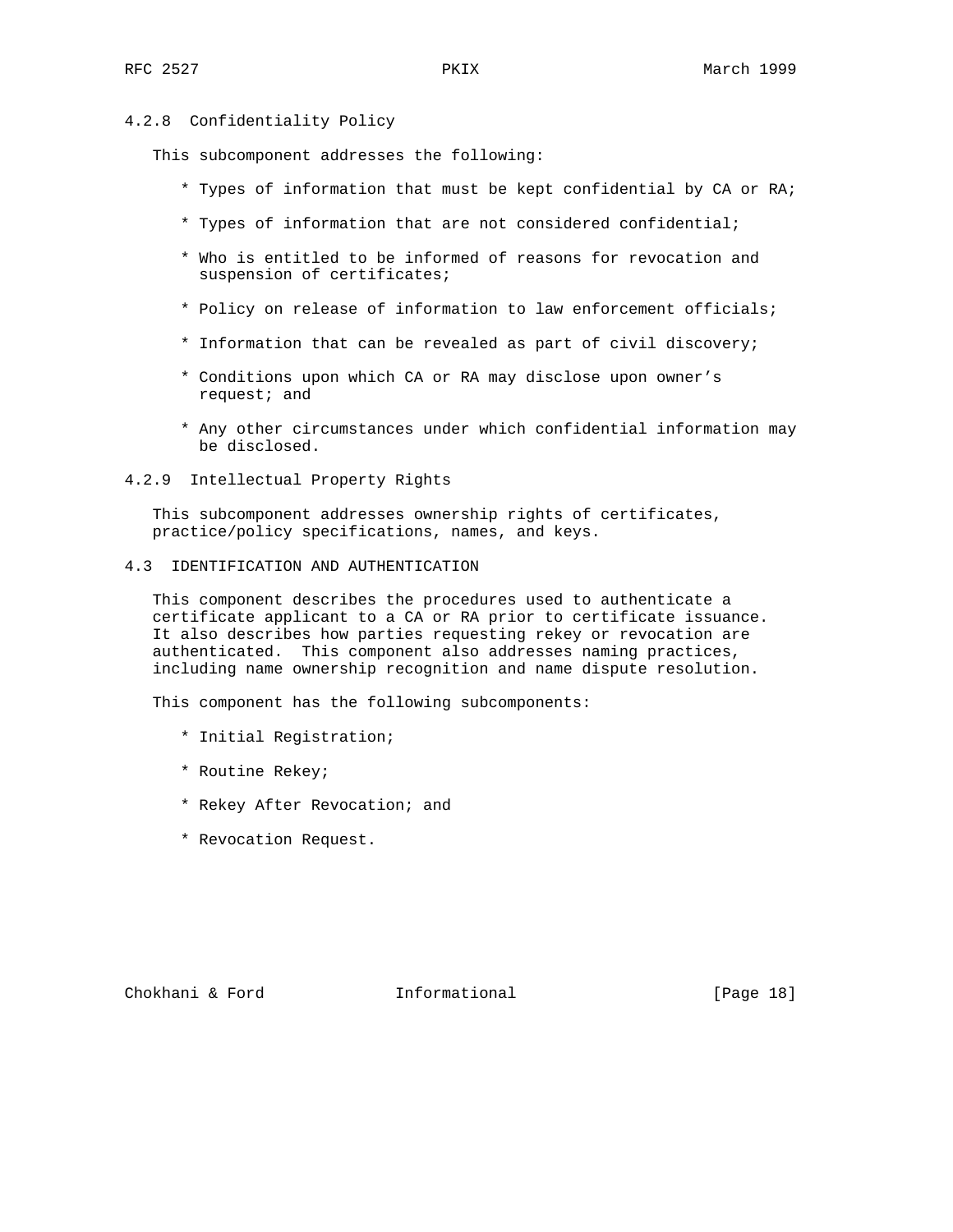#### 4.2.8 Confidentiality Policy

This subcomponent addresses the following:

* Types of information that must be kept confidential by CA or RA;

* Types of information that are not considered confidential;

* Who is entitled to be informed of reasons for revocation and suspension of certificates;

* Policy on release of information to law enforcement officials;

* Information that can be revealed as part of civil discovery;

* Conditions upon which CA or RA may disclose upon owner’s request; and

* Any other circumstances under which confidential information may be disclosed.

#### 4.2.9 Intellectual Property Rights

This subcomponent addresses ownership rights of certificates, practice/policy specifications, names, and keys.

### 4.3 IDENTIFICATION AND AUTHENTICATION

This component describes the procedures used to authenticate a certificate applicant to a CA or RA prior to certificate issuance. It also describes how parties requesting rekey or revocation are authenticated. This component also addresses naming practices, including name ownership recognition and name dispute resolution.

This component has the following subcomponents:

* Initial Registration;

* Routine Rekey;

* Rekey After Revocation; and

* Revocation Request.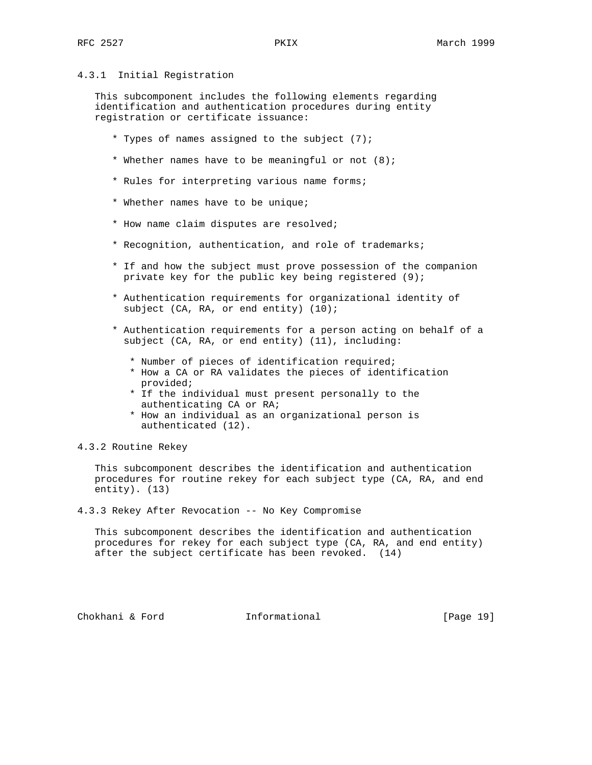### 4.3.1 Initial Registration

This subcomponent includes the following elements regarding identification and authentication procedures during entity registration or certificate issuance:

* Types of names assigned to the subject (7);
* Whether names have to be meaningful or not (8);
* Rules for interpreting various name forms;
* Whether names have to be unique;
* How name claim disputes are resolved;
* Recognition, authentication, and role of trademarks;
* If and how the subject must prove possession of the companion private key for the public key being registered (9);
* Authentication requirements for organizational identity of subject (CA, RA, or end entity) (10);
* Authentication requirements for a person acting on behalf of a subject (CA, RA, or end entity) (11), including:
  * Number of pieces of identification required;
  * How a CA or RA validates the pieces of identification provided;
  * If the individual must present personally to the authenticating CA or RA;
  * How an individual as an organizational person is authenticated (12).

### 4.3.2 Routine Rekey

This subcomponent describes the identification and authentication procedures for routine rekey for each subject type (CA, RA, and end entity). (13)

### 4.3.3 Rekey After Revocation -- No Key Compromise

This subcomponent describes the identification and authentication procedures for rekey for each subject type (CA, RA, and end entity) after the subject certificate has been revoked. (14)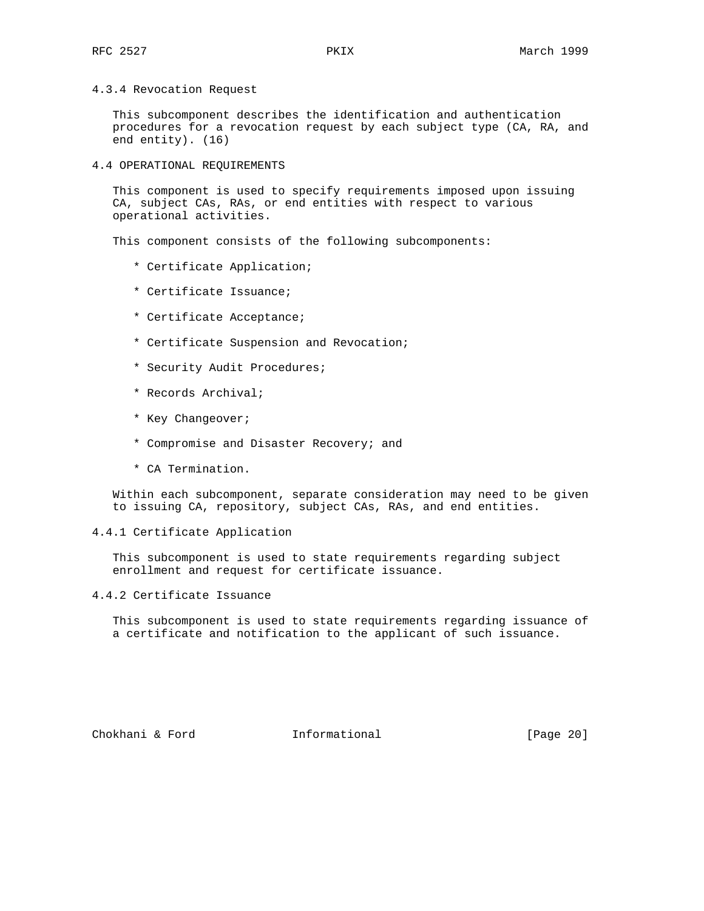### 4.3.4 Revocation Request

This subcomponent describes the identification and authentication procedures for a revocation request by each subject type (CA, RA, and end entity). (16)

## 4.4 OPERATIONAL REQUIREMENTS

This component is used to specify requirements imposed upon issuing CA, subject CAs, RAs, or end entities with respect to various operational activities.

This component consists of the following subcomponents:

* Certificate Application;
* Certificate Issuance;
* Certificate Acceptance;
* Certificate Suspension and Revocation;
* Security Audit Procedures;
* Records Archival;
* Key Changeover;
* Compromise and Disaster Recovery; and
* CA Termination.

Within each subcomponent, separate consideration may need to be given to issuing CA, repository, subject CAs, RAs, and end entities.

### 4.4.1 Certificate Application

This subcomponent is used to state requirements regarding subject enrollment and request for certificate issuance.

### 4.4.2 Certificate Issuance

This subcomponent is used to state requirements regarding issuance of a certificate and notification to the applicant of such issuance.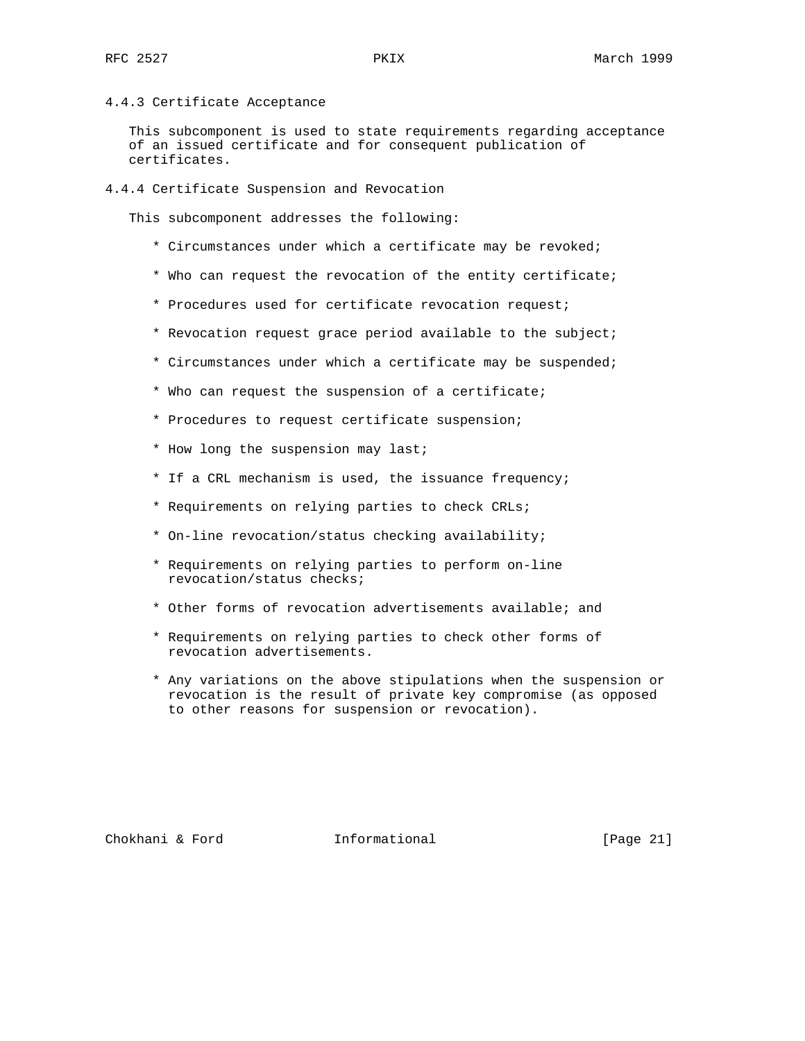#### 4.4.3 Certificate Acceptance

This subcomponent is used to state requirements regarding acceptance of an issued certificate and for consequent publication of certificates.

#### 4.4.4 Certificate Suspension and Revocation

This subcomponent addresses the following:

* Circumstances under which a certificate may be revoked;
* Who can request the revocation of the entity certificate;
* Procedures used for certificate revocation request;
* Revocation request grace period available to the subject;
* Circumstances under which a certificate may be suspended;
* Who can request the suspension of a certificate;
* Procedures to request certificate suspension;
* How long the suspension may last;
* If a CRL mechanism is used, the issuance frequency;
* Requirements on relying parties to check CRLs;
* On-line revocation/status checking availability;
* Requirements on relying parties to perform on-line revocation/status checks;
* Other forms of revocation advertisements available; and
* Requirements on relying parties to check other forms of revocation advertisements.
* Any variations on the above stipulations when the suspension or revocation is the result of private key compromise (as opposed to other reasons for suspension or revocation).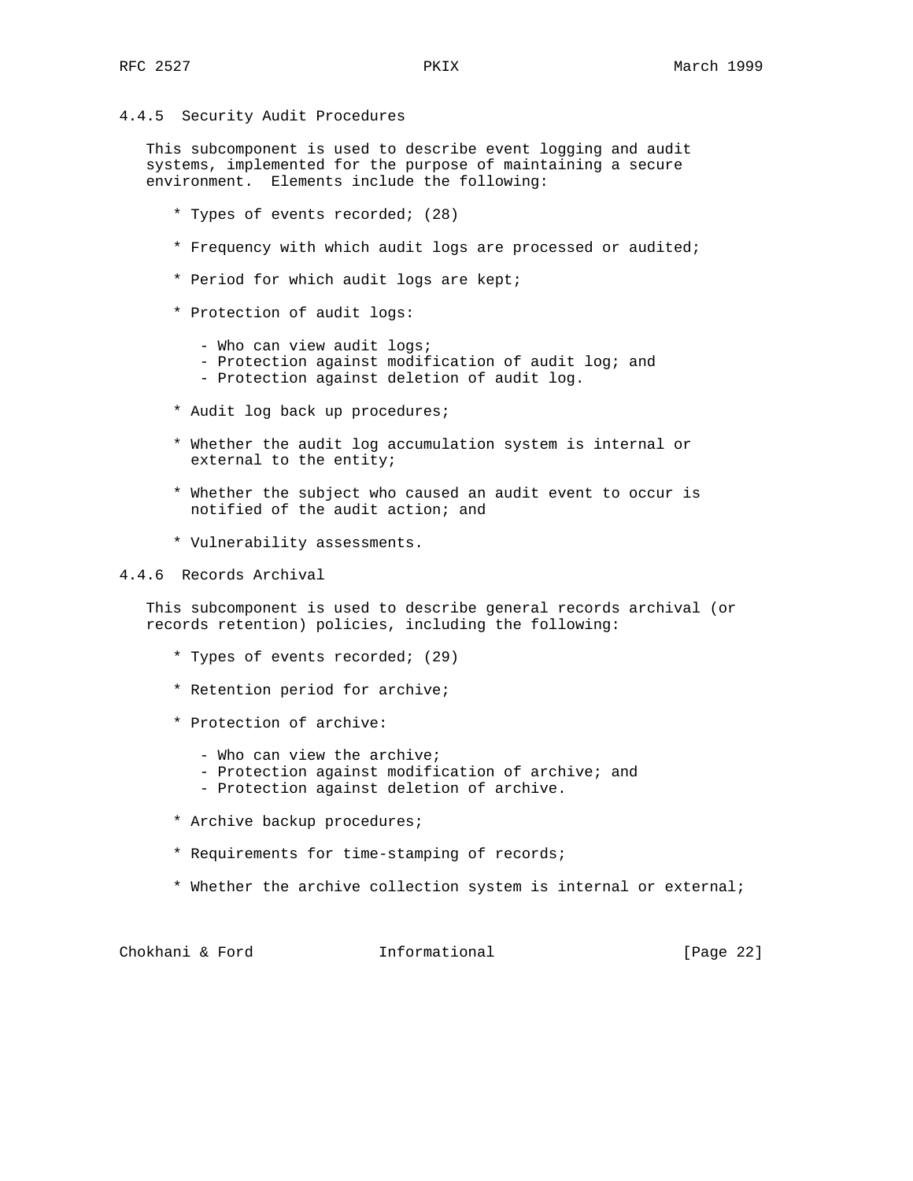#### 4.4.5 Security Audit Procedures

This subcomponent is used to describe event logging and audit systems, implemented for the purpose of maintaining a secure environment. Elements include the following:

* Types of events recorded; (28)

* Frequency with which audit logs are processed or audited;

* Period for which audit logs are kept;

* Protection of audit logs:

  - Who can view audit logs;
  - Protection against modification of audit log; and
  - Protection against deletion of audit log.

* Audit log back up procedures;

* Whether the audit log accumulation system is internal or external to the entity;

* Whether the subject who caused an audit event to occur is notified of the audit action; and

* Vulnerability assessments.

#### 4.4.6 Records Archival

This subcomponent is used to describe general records archival (or records retention) policies, including the following:

* Types of events recorded; (29)

* Retention period for archive;

* Protection of archive:

  - Who can view the archive;
  - Protection against modification of archive; and
  - Protection against deletion of archive.

* Archive backup procedures;

* Requirements for time-stamping of records;

* Whether the archive collection system is internal or external;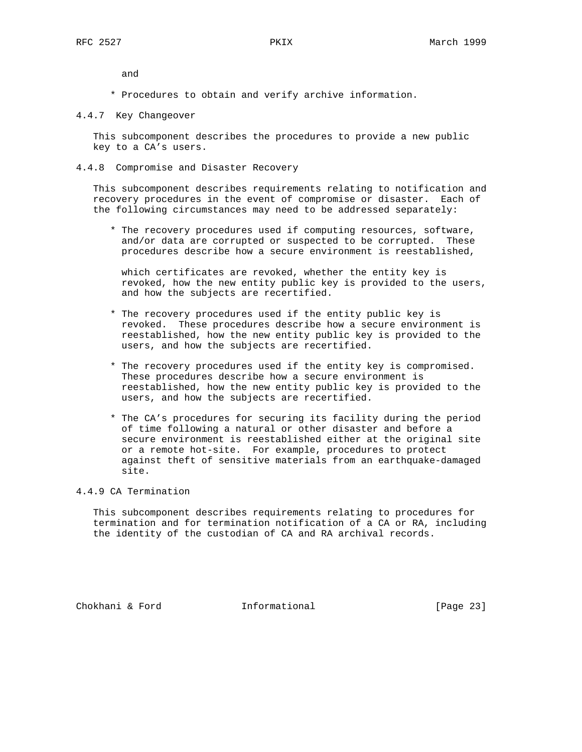and

* Procedures to obtain and verify archive information.

### 4.4.7 Key Changeover

This subcomponent describes the procedures to provide a new public key to a CA's users.

### 4.4.8 Compromise and Disaster Recovery

This subcomponent describes requirements relating to notification and recovery procedures in the event of compromise or disaster. Each of the following circumstances may need to be addressed separately:

* The recovery procedures used if computing resources, software, and/or data are corrupted or suspected to be corrupted. These procedures describe how a secure environment is reestablished, which certificates are revoked, whether the entity key is revoked, how the new entity public key is provided to the users, and how the subjects are recertified.

* The recovery procedures used if the entity public key is revoked. These procedures describe how a secure environment is reestablished, how the new entity public key is provided to the users, and how the subjects are recertified.

* The recovery procedures used if the entity key is compromised. These procedures describe how a secure environment is reestablished, how the new entity public key is provided to the users, and how the subjects are recertified.

* The CA's procedures for securing its facility during the period of time following a natural or other disaster and before a secure environment is reestablished either at the original site or a remote hot-site. For example, procedures to protect against theft of sensitive materials from an earthquake-damaged site.

### 4.4.9 CA Termination

This subcomponent describes requirements relating to procedures for termination and for termination notification of a CA or RA, including the identity of the custodian of CA and RA archival records.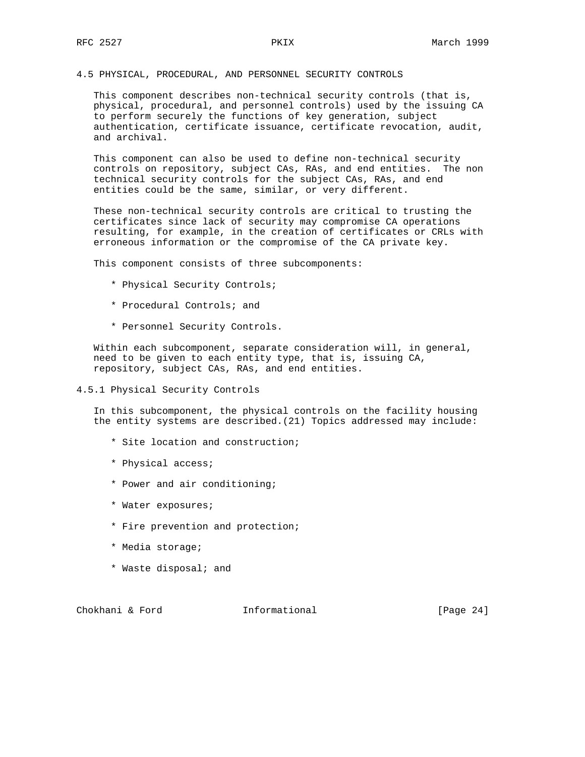## 4.5 PHYSICAL, PROCEDURAL, AND PERSONNEL SECURITY CONTROLS

This component describes non-technical security controls (that is, physical, procedural, and personnel controls) used by the issuing CA to perform securely the functions of key generation, subject authentication, certificate issuance, certificate revocation, audit, and archival.

This component can also be used to define non-technical security controls on repository, subject CAs, RAs, and end entities. The non technical security controls for the subject CAs, RAs, and end entities could be the same, similar, or very different.

These non-technical security controls are critical to trusting the certificates since lack of security may compromise CA operations resulting, for example, in the creation of certificates or CRLs with erroneous information or the compromise of the CA private key.

This component consists of three subcomponents:

* Physical Security Controls;
* Procedural Controls; and
* Personnel Security Controls.

Within each subcomponent, separate consideration will, in general, need to be given to each entity type, that is, issuing CA, repository, subject CAs, RAs, and end entities.

### 4.5.1 Physical Security Controls

In this subcomponent, the physical controls on the facility housing the entity systems are described.(21) Topics addressed may include:

* Site location and construction;
* Physical access;
* Power and air conditioning;
* Water exposures;
* Fire prevention and protection;
* Media storage;
* Waste disposal; and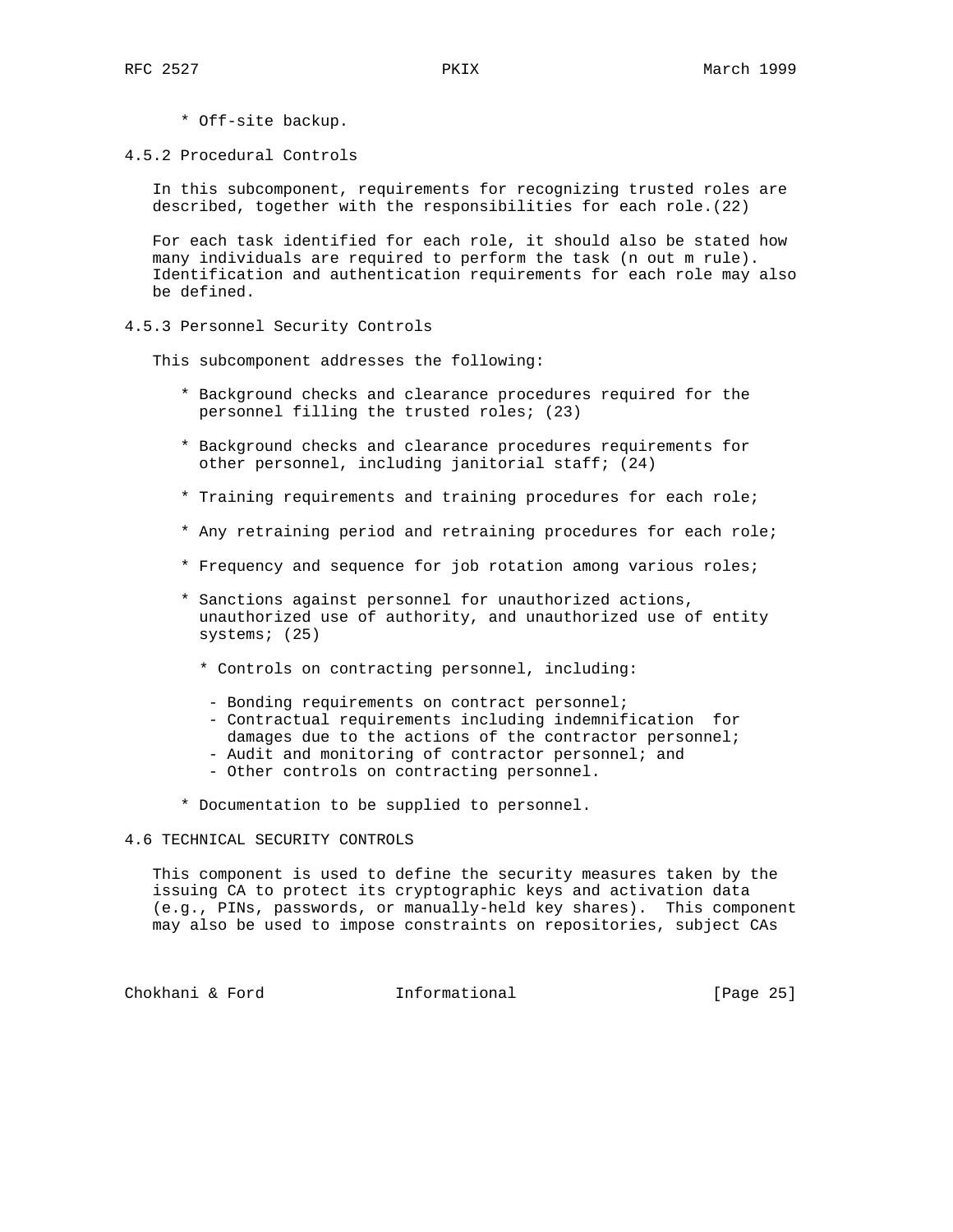* Off-site backup.

### 4.5.2 Procedural Controls

In this subcomponent, requirements for recognizing trusted roles are described, together with the responsibilities for each role.(22)

For each task identified for each role, it should also be stated how many individuals are required to perform the task (n out m rule). Identification and authentication requirements for each role may also be defined.

### 4.5.3 Personnel Security Controls

This subcomponent addresses the following:

* Background checks and clearance procedures required for the personnel filling the trusted roles; (23)
* Background checks and clearance procedures requirements for other personnel, including janitorial staff; (24)
* Training requirements and training procedures for each role;
* Any retraining period and retraining procedures for each role;
* Frequency and sequence for job rotation among various roles;
* Sanctions against personnel for unauthorized actions, unauthorized use of authority, and unauthorized use of entity systems; (25)
   * Controls on contracting personnel, including:
      - Bonding requirements on contract personnel;
      - Contractual requirements including indemnification for damages due to the actions of the contractor personnel;
      - Audit and monitoring of contractor personnel; and
      - Other controls on contracting personnel.
* Documentation to be supplied to personnel.

## 4.6 TECHNICAL SECURITY CONTROLS

This component is used to define the security measures taken by the issuing CA to protect its cryptographic keys and activation data (e.g., PINs, passwords, or manually-held key shares). This component may also be used to impose constraints on repositories, subject CAs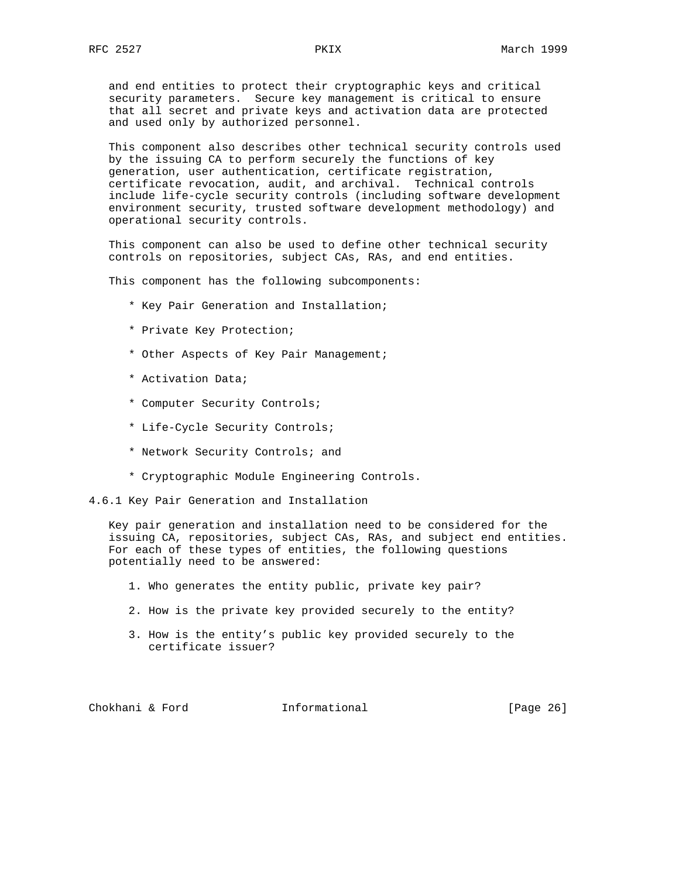and end entities to protect their cryptographic keys and critical security parameters. Secure key management is critical to ensure that all secret and private keys and activation data are protected and used only by authorized personnel.

This component also describes other technical security controls used by the issuing CA to perform securely the functions of key generation, user authentication, certificate registration, certificate revocation, audit, and archival. Technical controls include life-cycle security controls (including software development environment security, trusted software development methodology) and operational security controls.

This component can also be used to define other technical security controls on repositories, subject CAs, RAs, and end entities.

This component has the following subcomponents:

* Key Pair Generation and Installation;
* Private Key Protection;
* Other Aspects of Key Pair Management;
* Activation Data;
* Computer Security Controls;
* Life-Cycle Security Controls;
* Network Security Controls; and
* Cryptographic Module Engineering Controls.

### 4.6.1 Key Pair Generation and Installation

Key pair generation and installation need to be considered for the issuing CA, repositories, subject CAs, RAs, and subject end entities. For each of these types of entities, the following questions potentially need to be answered:

1. Who generates the entity public, private key pair?
2. How is the private key provided securely to the entity?
3. How is the entity's public key provided securely to the certificate issuer?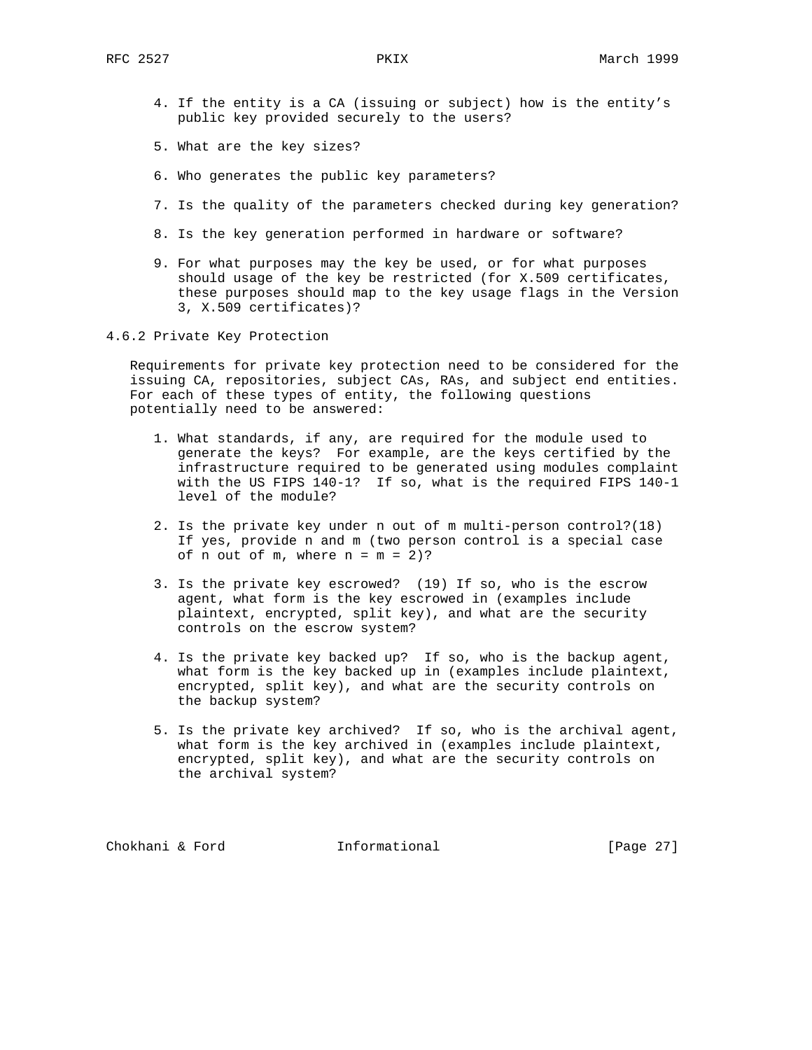4. If the entity is a CA (issuing or subject) how is the entity's public key provided securely to the users?

5. What are the key sizes?

6. Who generates the public key parameters?

7. Is the quality of the parameters checked during key generation?

8. Is the key generation performed in hardware or software?

9. For what purposes may the key be used, or for what purposes should usage of the key be restricted (for X.509 certificates, these purposes should map to the key usage flags in the Version 3, X.509 certificates)?

### 4.6.2 Private Key Protection

Requirements for private key protection need to be considered for the issuing CA, repositories, subject CAs, RAs, and subject end entities. For each of these types of entity, the following questions potentially need to be answered:

1. What standards, if any, are required for the module used to generate the keys? For example, are the keys certified by the infrastructure required to be generated using modules complaint with the US FIPS 140-1? If so, what is the required FIPS 140-1 level of the module?

2. Is the private key under n out of m multi-person control?(18) If yes, provide n and m (two person control is a special case of n out of m, where n = m = 2)?

3. Is the private key escrowed? (19) If so, who is the escrow agent, what form is the key escrowed in (examples include plaintext, encrypted, split key), and what are the security controls on the escrow system?

4. Is the private key backed up? If so, who is the backup agent, what form is the key backed up in (examples include plaintext, encrypted, split key), and what are the security controls on the backup system?

5. Is the private key archived? If so, who is the archival agent, what form is the key archived in (examples include plaintext, encrypted, split key), and what are the security controls on the archival system?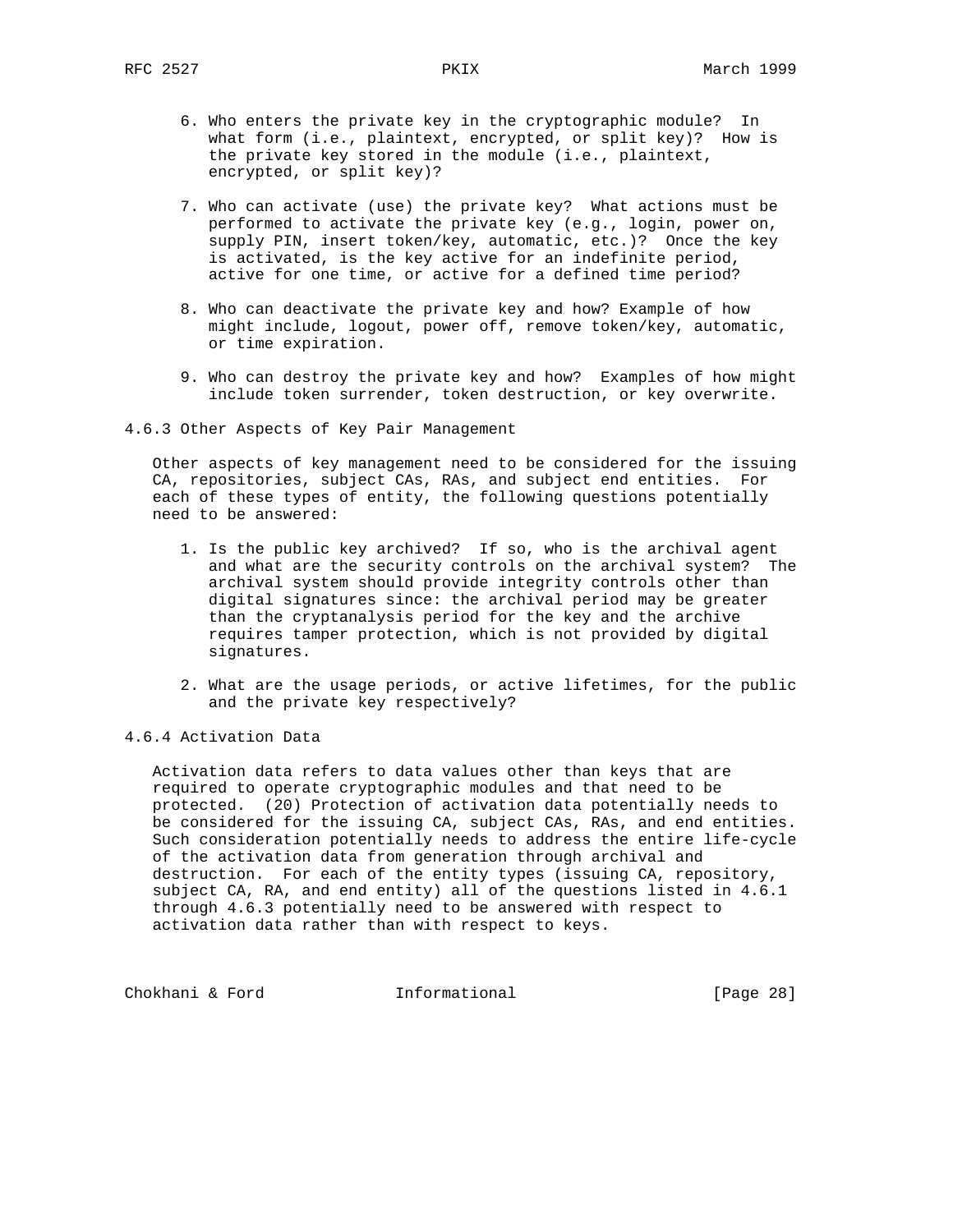6. Who enters the private key in the cryptographic module? In what form (i.e., plaintext, encrypted, or split key)? How is the private key stored in the module (i.e., plaintext, encrypted, or split key)?

7. Who can activate (use) the private key? What actions must be performed to activate the private key (e.g., login, power on, supply PIN, insert token/key, automatic, etc.)? Once the key is activated, is the key active for an indefinite period, active for one time, or active for a defined time period?

8. Who can deactivate the private key and how? Example of how might include, logout, power off, remove token/key, automatic, or time expiration.

9. Who can destroy the private key and how? Examples of how might include token surrender, token destruction, or key overwrite.

### 4.6.3 Other Aspects of Key Pair Management

Other aspects of key management need to be considered for the issuing CA, repositories, subject CAs, RAs, and subject end entities. For each of these types of entity, the following questions potentially need to be answered:

1. Is the public key archived? If so, who is the archival agent and what are the security controls on the archival system? The archival system should provide integrity controls other than digital signatures since: the archival period may be greater than the cryptanalysis period for the key and the archive requires tamper protection, which is not provided by digital signatures.

2. What are the usage periods, or active lifetimes, for the public and the private key respectively?

### 4.6.4 Activation Data

Activation data refers to data values other than keys that are required to operate cryptographic modules and that need to be protected. (20) Protection of activation data potentially needs to be considered for the issuing CA, subject CAs, RAs, and end entities. Such consideration potentially needs to address the entire life-cycle of the activation data from generation through archival and destruction. For each of the entity types (issuing CA, repository, subject CA, RA, and end entity) all of the questions listed in 4.6.1 through 4.6.3 potentially need to be answered with respect to activation data rather than with respect to keys.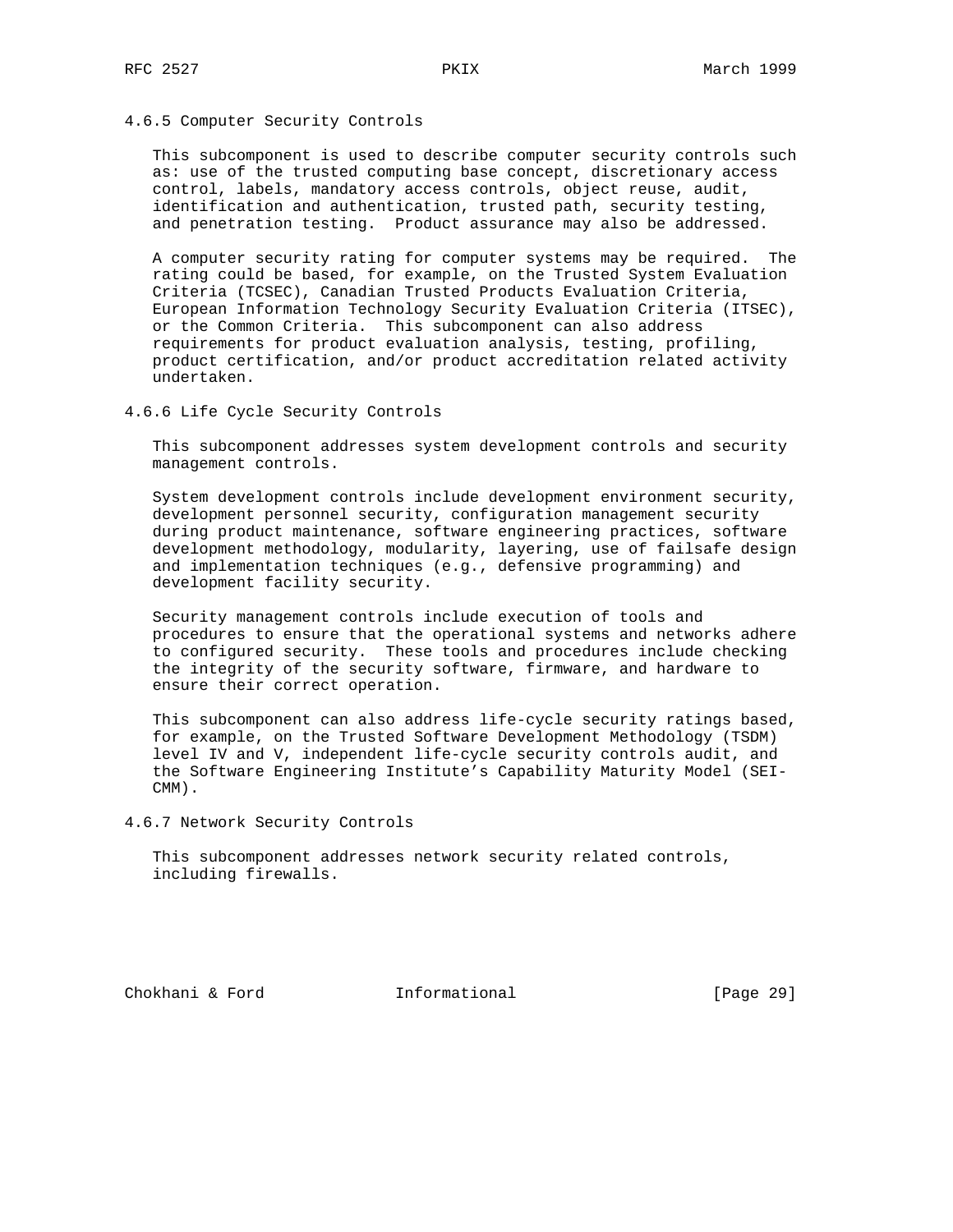#### 4.6.5 Computer Security Controls

This subcomponent is used to describe computer security controls such as: use of the trusted computing base concept, discretionary access control, labels, mandatory access controls, object reuse, audit, identification and authentication, trusted path, security testing, and penetration testing. Product assurance may also be addressed.

A computer security rating for computer systems may be required. The rating could be based, for example, on the Trusted System Evaluation Criteria (TCSEC), Canadian Trusted Products Evaluation Criteria, European Information Technology Security Evaluation Criteria (ITSEC), or the Common Criteria. This subcomponent can also address requirements for product evaluation analysis, testing, profiling, product certification, and/or product accreditation related activity undertaken.

#### 4.6.6 Life Cycle Security Controls

This subcomponent addresses system development controls and security management controls.

System development controls include development environment security, development personnel security, configuration management security during product maintenance, software engineering practices, software development methodology, modularity, layering, use of failsafe design and implementation techniques (e.g., defensive programming) and development facility security.

Security management controls include execution of tools and procedures to ensure that the operational systems and networks adhere to configured security. These tools and procedures include checking the integrity of the security software, firmware, and hardware to ensure their correct operation.

This subcomponent can also address life-cycle security ratings based, for example, on the Trusted Software Development Methodology (TSDM) level IV and V, independent life-cycle security controls audit, and the Software Engineering Institute's Capability Maturity Model (SEI-CMM).

#### 4.6.7 Network Security Controls

This subcomponent addresses network security related controls, including firewalls.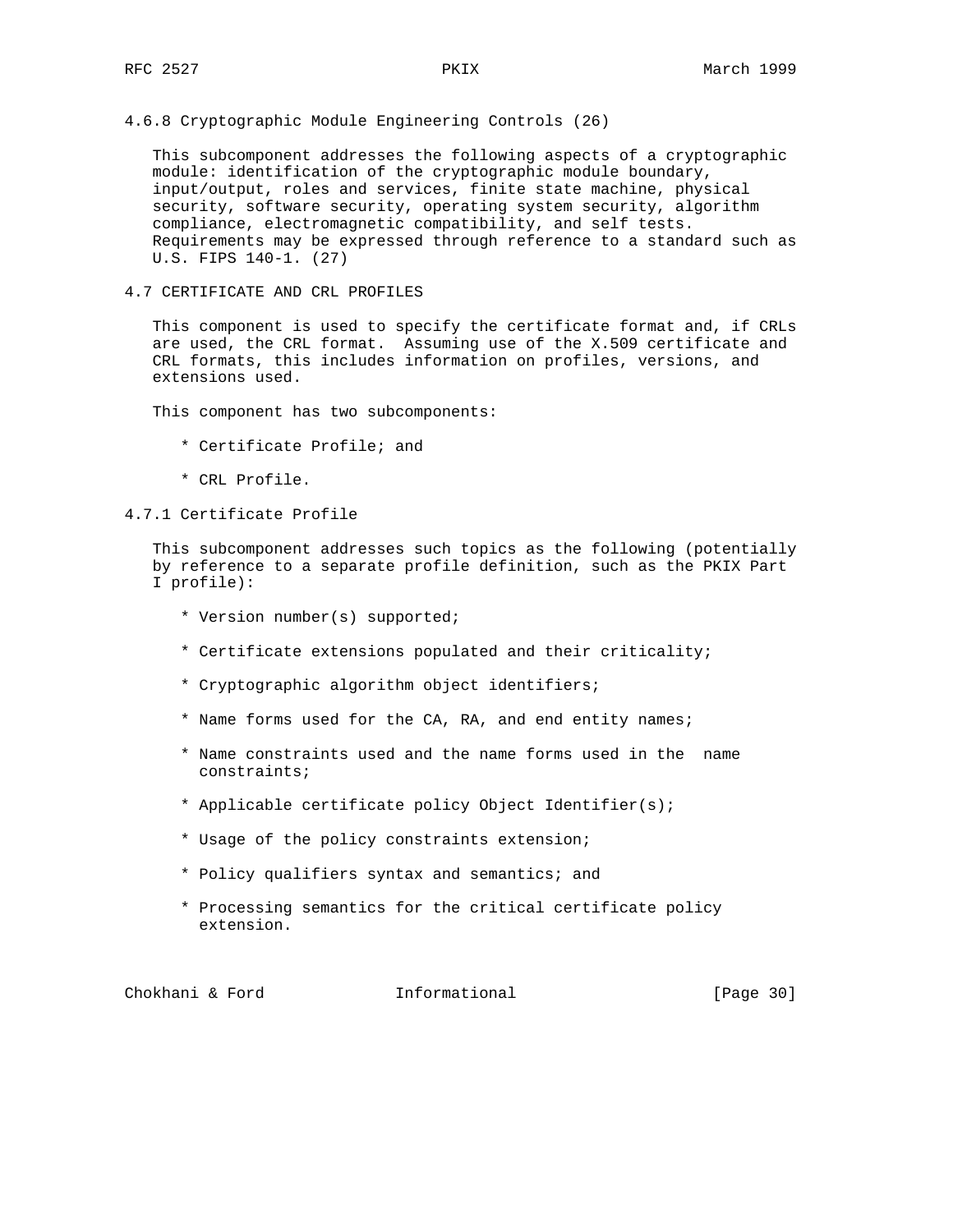### 4.6.8 Cryptographic Module Engineering Controls (26)

This subcomponent addresses the following aspects of a cryptographic module: identification of the cryptographic module boundary, input/output, roles and services, finite state machine, physical security, software security, operating system security, algorithm compliance, electromagnetic compatibility, and self tests. Requirements may be expressed through reference to a standard such as U.S. FIPS 140-1. (27)

## 4.7 CERTIFICATE AND CRL PROFILES

This component is used to specify the certificate format and, if CRLs are used, the CRL format. Assuming use of the X.509 certificate and CRL formats, this includes information on profiles, versions, and extensions used.

This component has two subcomponents:

* Certificate Profile; and
* CRL Profile.

### 4.7.1 Certificate Profile

This subcomponent addresses such topics as the following (potentially by reference to a separate profile definition, such as the PKIX Part I profile):

* Version number(s) supported;
* Certificate extensions populated and their criticality;
* Cryptographic algorithm object identifiers;
* Name forms used for the CA, RA, and end entity names;
* Name constraints used and the name forms used in the name constraints;
* Applicable certificate policy Object Identifier(s);
* Usage of the policy constraints extension;
* Policy qualifiers syntax and semantics; and
* Processing semantics for the critical certificate policy extension.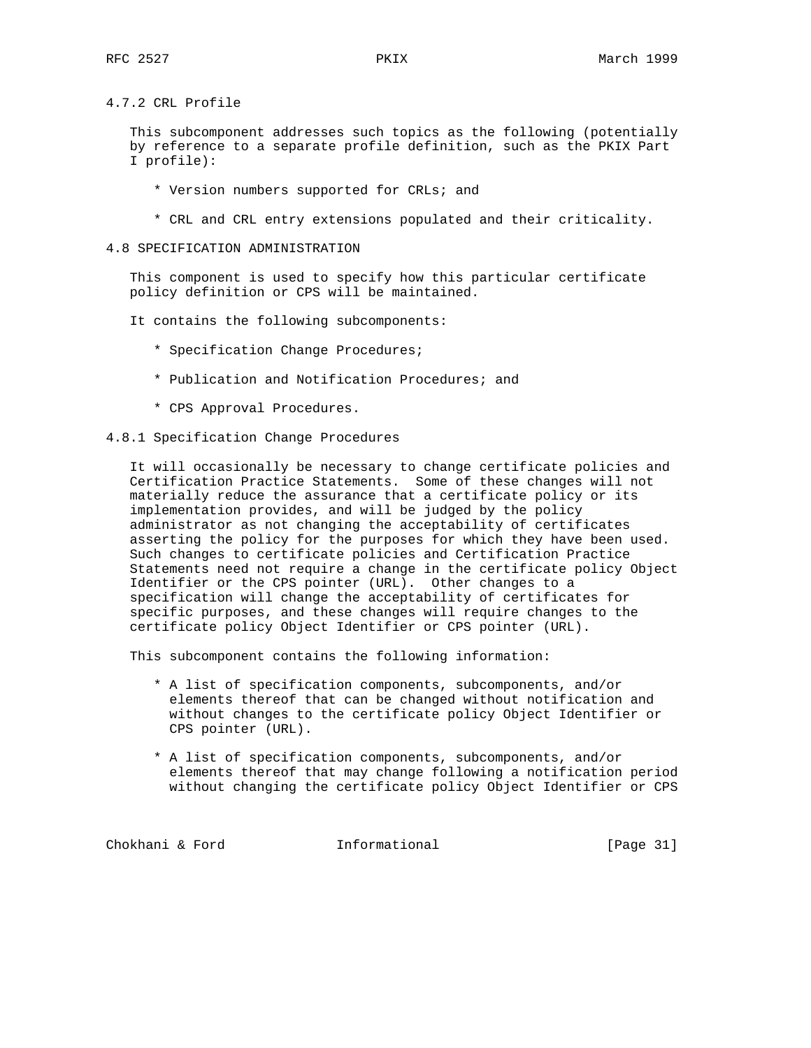### 4.7.2 CRL Profile

This subcomponent addresses such topics as the following (potentially by reference to a separate profile definition, such as the PKIX Part I profile):

* Version numbers supported for CRLs; and

* CRL and CRL entry extensions populated and their criticality.

## 4.8 SPECIFICATION ADMINISTRATION

This component is used to specify how this particular certificate policy definition or CPS will be maintained.

It contains the following subcomponents:

* Specification Change Procedures;

* Publication and Notification Procedures; and

* CPS Approval Procedures.

### 4.8.1 Specification Change Procedures

It will occasionally be necessary to change certificate policies and Certification Practice Statements. Some of these changes will not materially reduce the assurance that a certificate policy or its implementation provides, and will be judged by the policy administrator as not changing the acceptability of certificates asserting the policy for the purposes for which they have been used. Such changes to certificate policies and Certification Practice Statements need not require a change in the certificate policy Object Identifier or the CPS pointer (URL). Other changes to a specification will change the acceptability of certificates for specific purposes, and these changes will require changes to the certificate policy Object Identifier or CPS pointer (URL).

This subcomponent contains the following information:

* A list of specification components, subcomponents, and/or elements thereof that can be changed without notification and without changes to the certificate policy Object Identifier or CPS pointer (URL).

* A list of specification components, subcomponents, and/or elements thereof that may change following a notification period without changing the certificate policy Object Identifier or CPS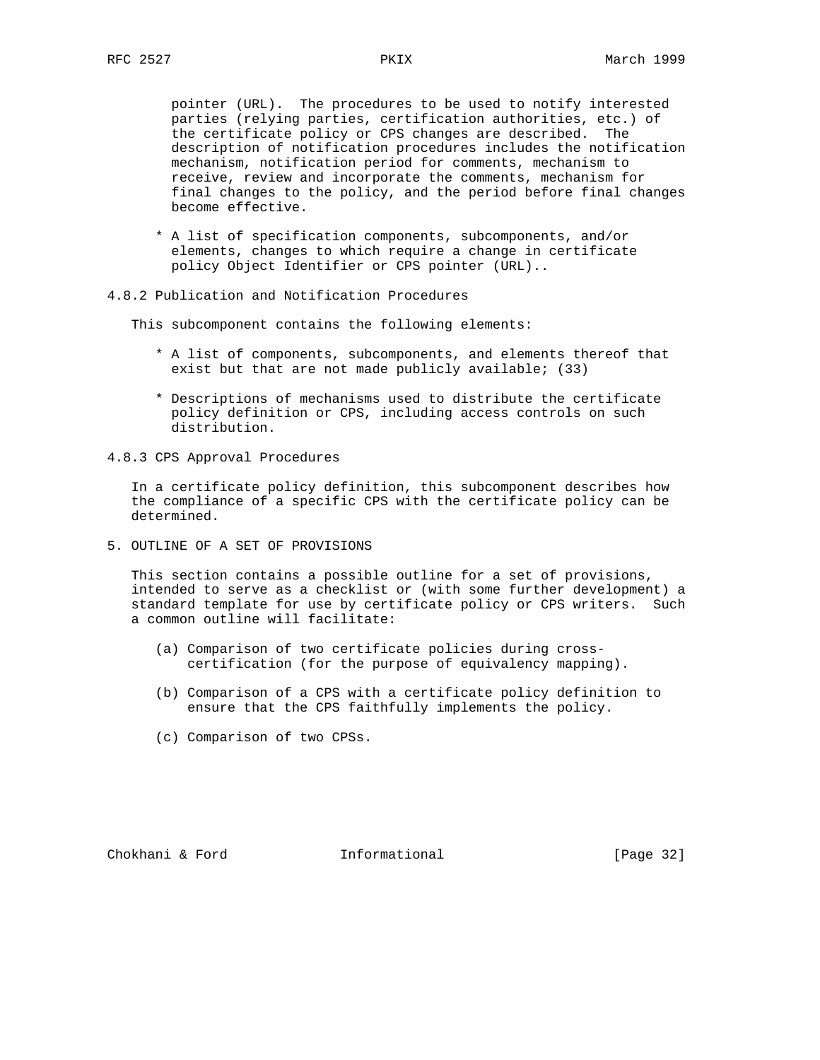pointer (URL). The procedures to be used to notify interested parties (relying parties, certification authorities, etc.) of the certificate policy or CPS changes are described. The description of notification procedures includes the notification mechanism, notification period for comments, mechanism to receive, review and incorporate the comments, mechanism for final changes to the policy, and the period before final changes become effective.

* A list of specification components, subcomponents, and/or elements, changes to which require a change in certificate policy Object Identifier or CPS pointer (URL)..

### 4.8.2 Publication and Notification Procedures

This subcomponent contains the following elements:

* A list of components, subcomponents, and elements thereof that exist but that are not made publicly available; (33)

* Descriptions of mechanisms used to distribute the certificate policy definition or CPS, including access controls on such distribution.

### 4.8.3 CPS Approval Procedures

In a certificate policy definition, this subcomponent describes how the compliance of a specific CPS with the certificate policy can be determined.

## 5. OUTLINE OF A SET OF PROVISIONS

This section contains a possible outline for a set of provisions, intended to serve as a checklist or (with some further development) a standard template for use by certificate policy or CPS writers. Such a common outline will facilitate:

(a) Comparison of two certificate policies during cross-certification (for the purpose of equivalency mapping).

(b) Comparison of a CPS with a certificate policy definition to ensure that the CPS faithfully implements the policy.

(c) Comparison of two CPSs.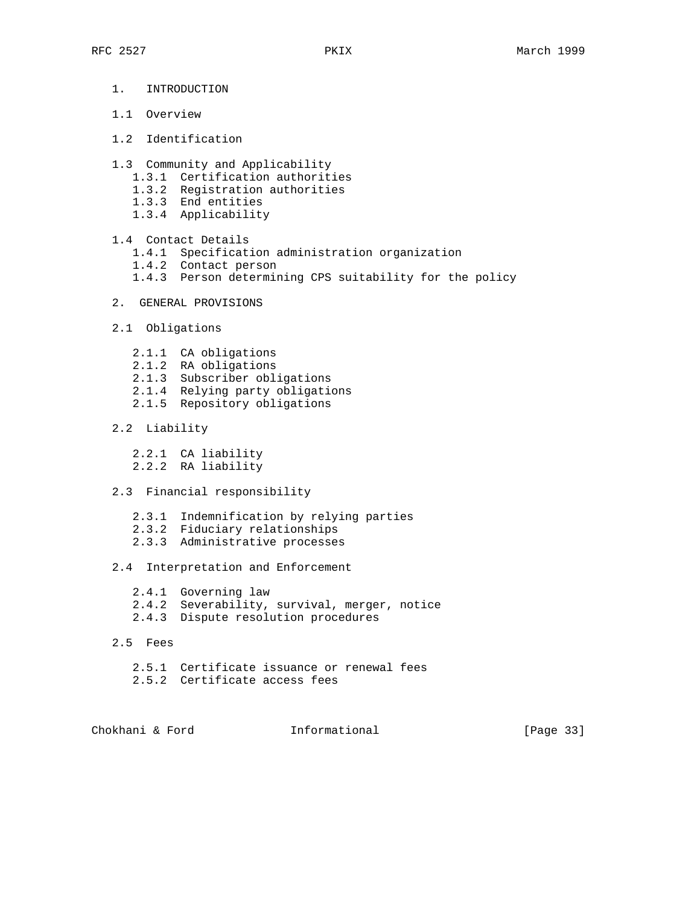1. INTRODUCTION

1.1 Overview

1.2 Identification

1.3 Community and Applicability
- 1.3.1 Certification authorities
- 1.3.2 Registration authorities
- 1.3.3 End entities
- 1.3.4 Applicability

1.4 Contact Details
- 1.4.1 Specification administration organization
- 1.4.2 Contact person
- 1.4.3 Person determining CPS suitability for the policy

2. GENERAL PROVISIONS

2.1 Obligations
- 2.1.1 CA obligations
- 2.1.2 RA obligations
- 2.1.3 Subscriber obligations
- 2.1.4 Relying party obligations
- 2.1.5 Repository obligations

2.2 Liability
- 2.2.1 CA liability
- 2.2.2 RA liability

2.3 Financial responsibility
- 2.3.1 Indemnification by relying parties
- 2.3.2 Fiduciary relationships
- 2.3.3 Administrative processes

2.4 Interpretation and Enforcement
- 2.4.1 Governing law
- 2.4.2 Severability, survival, merger, notice
- 2.4.3 Dispute resolution procedures

2.5 Fees
- 2.5.1 Certificate issuance or renewal fees
- 2.5.2 Certificate access fees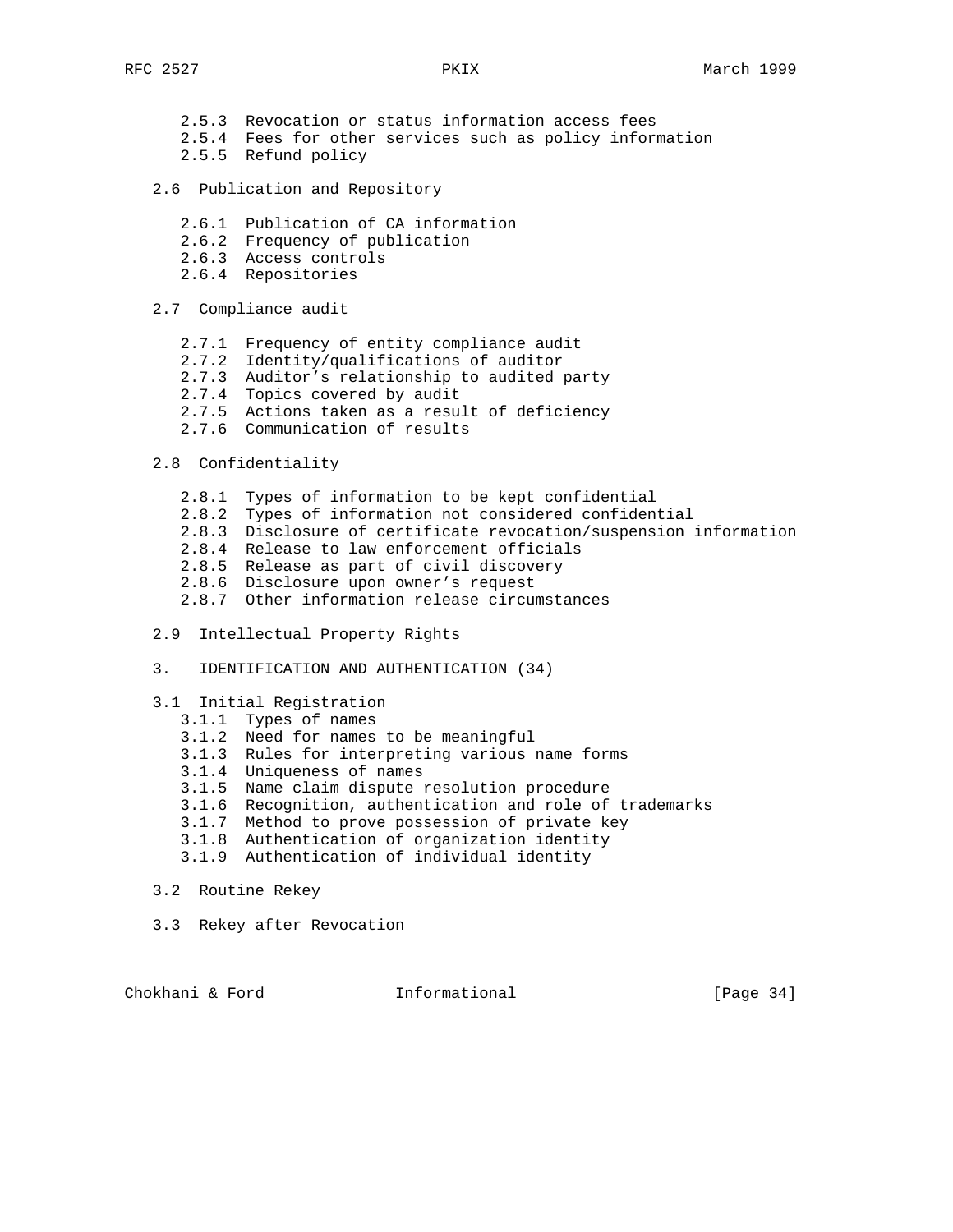2.5.3  Revocation or status information access fees
      2.5.4  Fees for other services such as policy information
      2.5.5  Refund policy

   2.6  Publication and Repository

      2.6.1  Publication of CA information
      2.6.2  Frequency of publication
      2.6.3  Access controls
      2.6.4  Repositories

   2.7  Compliance audit

      2.7.1  Frequency of entity compliance audit
      2.7.2  Identity/qualifications of auditor
      2.7.3  Auditor's relationship to audited party
      2.7.4  Topics covered by audit
      2.7.5  Actions taken as a result of deficiency
      2.7.6  Communication of results

   2.8  Confidentiality

      2.8.1  Types of information to be kept confidential
      2.8.2  Types of information not considered confidential
      2.8.3  Disclosure of certificate revocation/suspension information
      2.8.4  Release to law enforcement officials
      2.8.5  Release as part of civil discovery
      2.8.6  Disclosure upon owner's request
      2.8.7  Other information release circumstances

   2.9  Intellectual Property Rights

   3.   IDENTIFICATION AND AUTHENTICATION (34)

   3.1  Initial Registration
      3.1.1  Types of names
      3.1.2  Need for names to be meaningful
      3.1.3  Rules for interpreting various name forms
      3.1.4  Uniqueness of names
      3.1.5  Name claim dispute resolution procedure
      3.1.6  Recognition, authentication and role of trademarks
      3.1.7  Method to prove possession of private key
      3.1.8  Authentication of organization identity
      3.1.9  Authentication of individual identity

   3.2  Routine Rekey

   3.3  Rekey after Revocation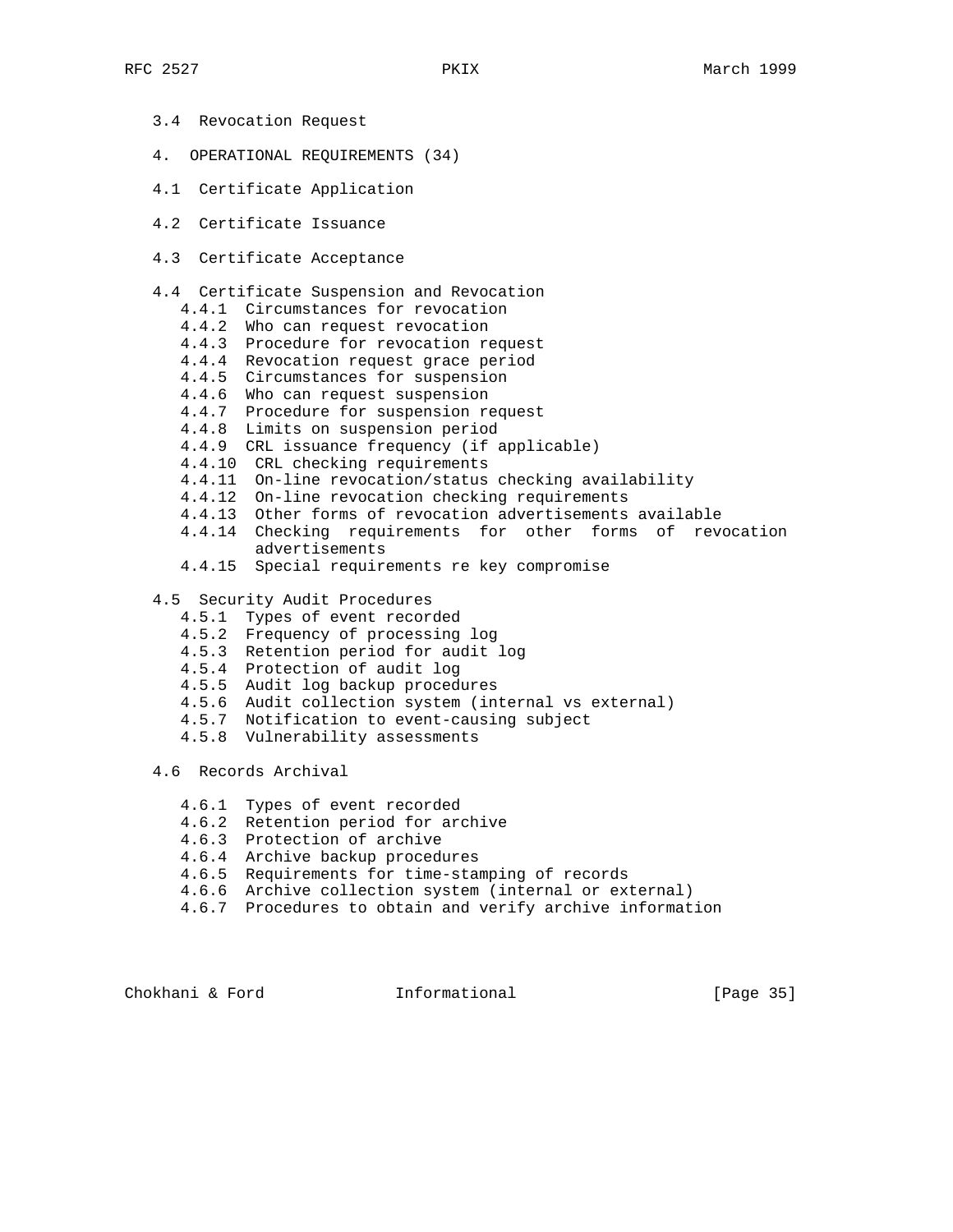3.4 Revocation Request

4. OPERATIONAL REQUIREMENTS (34)

4.1 Certificate Application

4.2 Certificate Issuance

4.3 Certificate Acceptance

4.4 Certificate Suspension and Revocation
- 4.4.1 Circumstances for revocation
- 4.4.2 Who can request revocation
- 4.4.3 Procedure for revocation request
- 4.4.4 Revocation request grace period
- 4.4.5 Circumstances for suspension
- 4.4.6 Who can request suspension
- 4.4.7 Procedure for suspension request
- 4.4.8 Limits on suspension period
- 4.4.9 CRL issuance frequency (if applicable)
- 4.4.10 CRL checking requirements
- 4.4.11 On-line revocation/status checking availability
- 4.4.12 On-line revocation checking requirements
- 4.4.13 Other forms of revocation advertisements available
- 4.4.14 Checking requirements for other forms of revocation advertisements
- 4.4.15 Special requirements re key compromise

4.5 Security Audit Procedures
- 4.5.1 Types of event recorded
- 4.5.2 Frequency of processing log
- 4.5.3 Retention period for audit log
- 4.5.4 Protection of audit log
- 4.5.5 Audit log backup procedures
- 4.5.6 Audit collection system (internal vs external)
- 4.5.7 Notification to event-causing subject
- 4.5.8 Vulnerability assessments

4.6 Records Archival
- 4.6.1 Types of event recorded
- 4.6.2 Retention period for archive
- 4.6.3 Protection of archive
- 4.6.4 Archive backup procedures
- 4.6.5 Requirements for time-stamping of records
- 4.6.6 Archive collection system (internal or external)
- 4.6.7 Procedures to obtain and verify archive information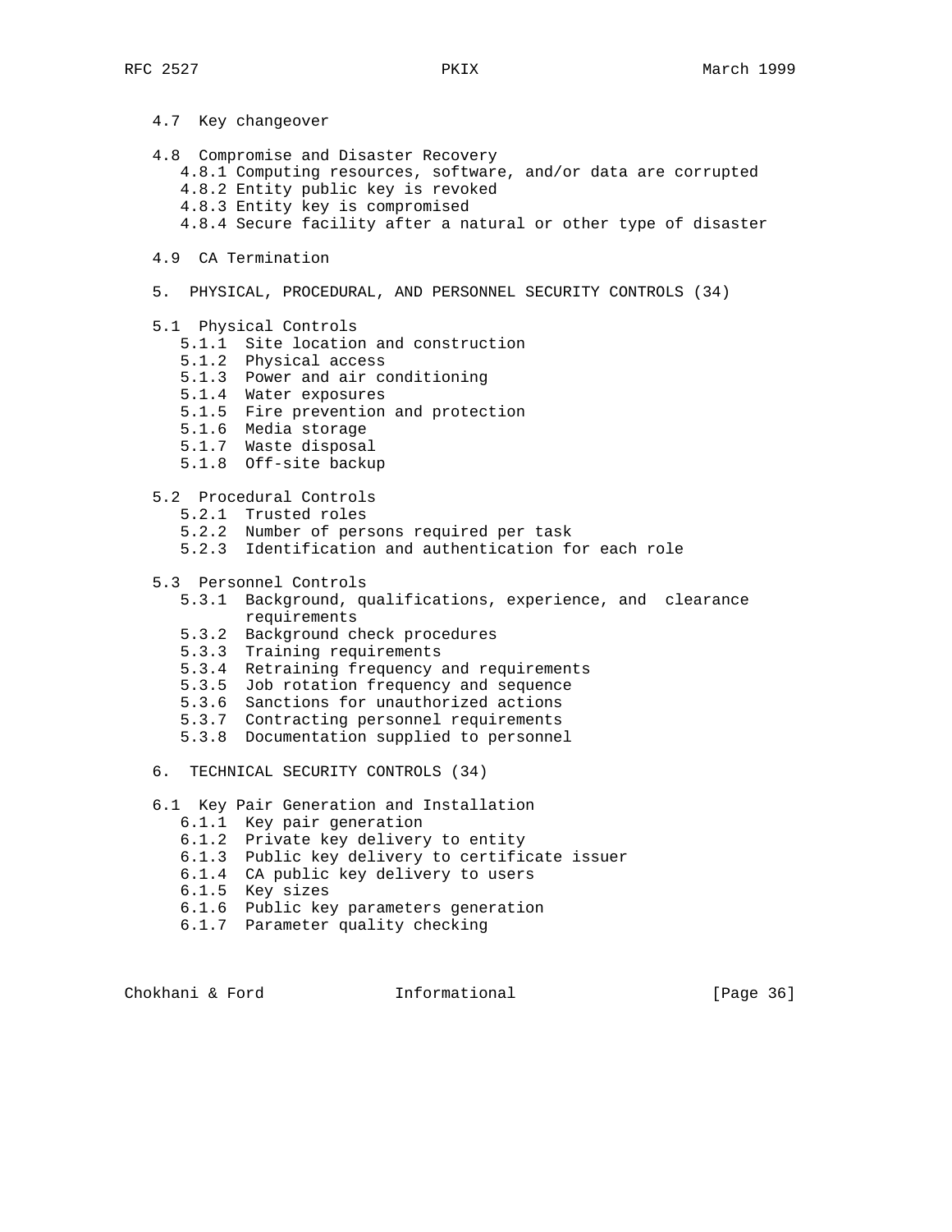4.7 Key changeover

4.8 Compromise and Disaster Recovery
   4.8.1 Computing resources, software, and/or data are corrupted
   4.8.2 Entity public key is revoked
   4.8.3 Entity key is compromised
   4.8.4 Secure facility after a natural or other type of disaster

4.9 CA Termination

5. PHYSICAL, PROCEDURAL, AND PERSONNEL SECURITY CONTROLS (34)

5.1 Physical Controls
   5.1.1 Site location and construction
   5.1.2 Physical access
   5.1.3 Power and air conditioning
   5.1.4 Water exposures
   5.1.5 Fire prevention and protection
   5.1.6 Media storage
   5.1.7 Waste disposal
   5.1.8 Off-site backup

5.2 Procedural Controls
   5.2.1 Trusted roles
   5.2.2 Number of persons required per task
   5.2.3 Identification and authentication for each role

5.3 Personnel Controls
   5.3.1 Background, qualifications, experience, and clearance requirements
   5.3.2 Background check procedures
   5.3.3 Training requirements
   5.3.4 Retraining frequency and requirements
   5.3.5 Job rotation frequency and sequence
   5.3.6 Sanctions for unauthorized actions
   5.3.7 Contracting personnel requirements
   5.3.8 Documentation supplied to personnel

6. TECHNICAL SECURITY CONTROLS (34)

6.1 Key Pair Generation and Installation
   6.1.1 Key pair generation
   6.1.2 Private key delivery to entity
   6.1.3 Public key delivery to certificate issuer
   6.1.4 CA public key delivery to users
   6.1.5 Key sizes
   6.1.6 Public key parameters generation
   6.1.7 Parameter quality checking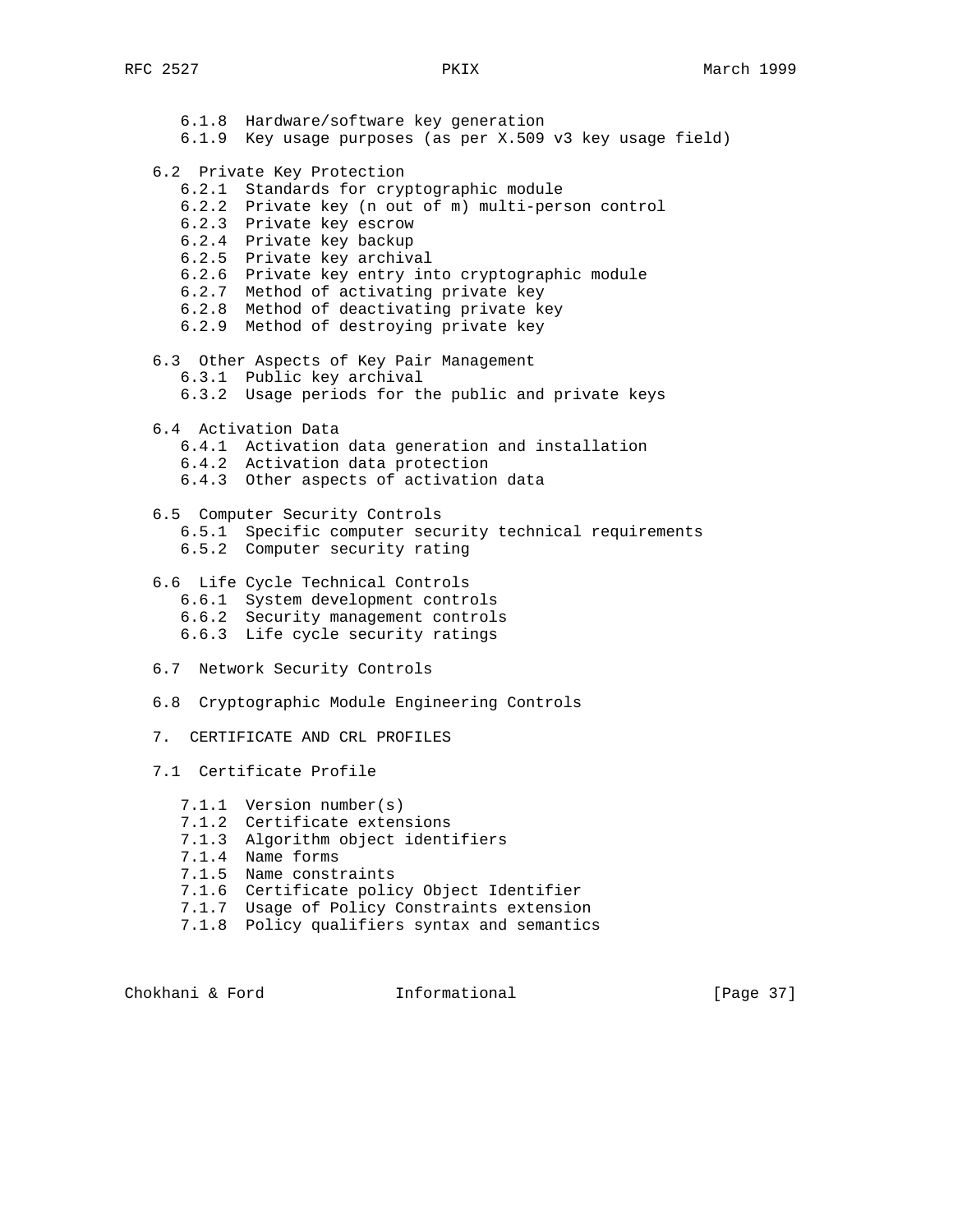6.1.8  Hardware/software key generation
      6.1.9  Key usage purposes (as per X.509 v3 key usage field)

   6.2  Private Key Protection
      6.2.1  Standards for cryptographic module
      6.2.2  Private key (n out of m) multi-person control
      6.2.3  Private key escrow
      6.2.4  Private key backup
      6.2.5  Private key archival
      6.2.6  Private key entry into cryptographic module
      6.2.7  Method of activating private key
      6.2.8  Method of deactivating private key
      6.2.9  Method of destroying private key

   6.3  Other Aspects of Key Pair Management
      6.3.1  Public key archival
      6.3.2  Usage periods for the public and private keys

   6.4  Activation Data
      6.4.1  Activation data generation and installation
      6.4.2  Activation data protection
      6.4.3  Other aspects of activation data

   6.5  Computer Security Controls
      6.5.1  Specific computer security technical requirements
      6.5.2  Computer security rating

   6.6  Life Cycle Technical Controls
      6.6.1  System development controls
      6.6.2  Security management controls
      6.6.3  Life cycle security ratings

   6.7  Network Security Controls

   6.8  Cryptographic Module Engineering Controls

   7.  CERTIFICATE AND CRL PROFILES

   7.1  Certificate Profile

      7.1.1  Version number(s)
      7.1.2  Certificate extensions
      7.1.3  Algorithm object identifiers
      7.1.4  Name forms
      7.1.5  Name constraints
      7.1.6  Certificate policy Object Identifier
      7.1.7  Usage of Policy Constraints extension
      7.1.8  Policy qualifiers syntax and semantics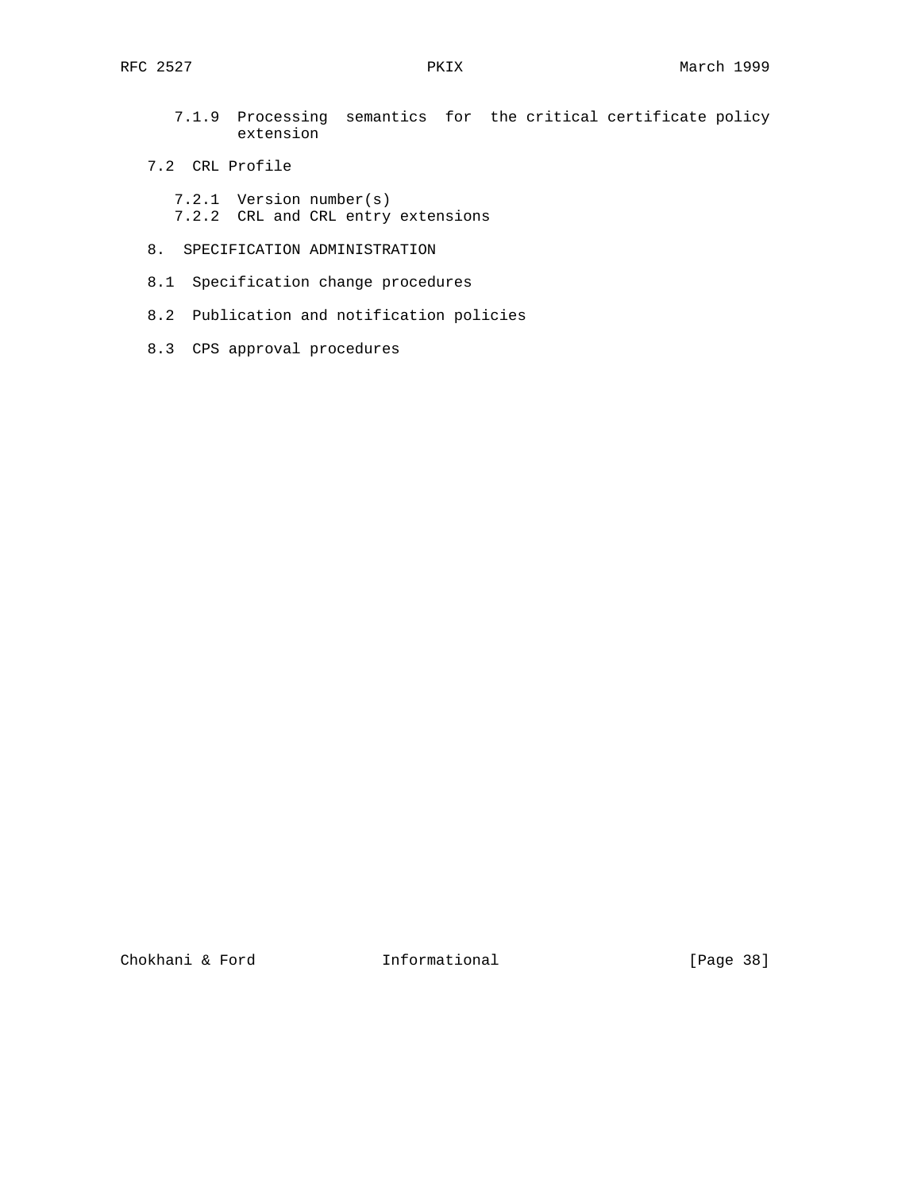7.1.9 Processing semantics for the critical certificate policy extension

7.2 CRL Profile

7.2.1 Version number(s)
7.2.2 CRL and CRL entry extensions

8. SPECIFICATION ADMINISTRATION

8.1 Specification change procedures

8.2 Publication and notification policies

8.3 CPS approval procedures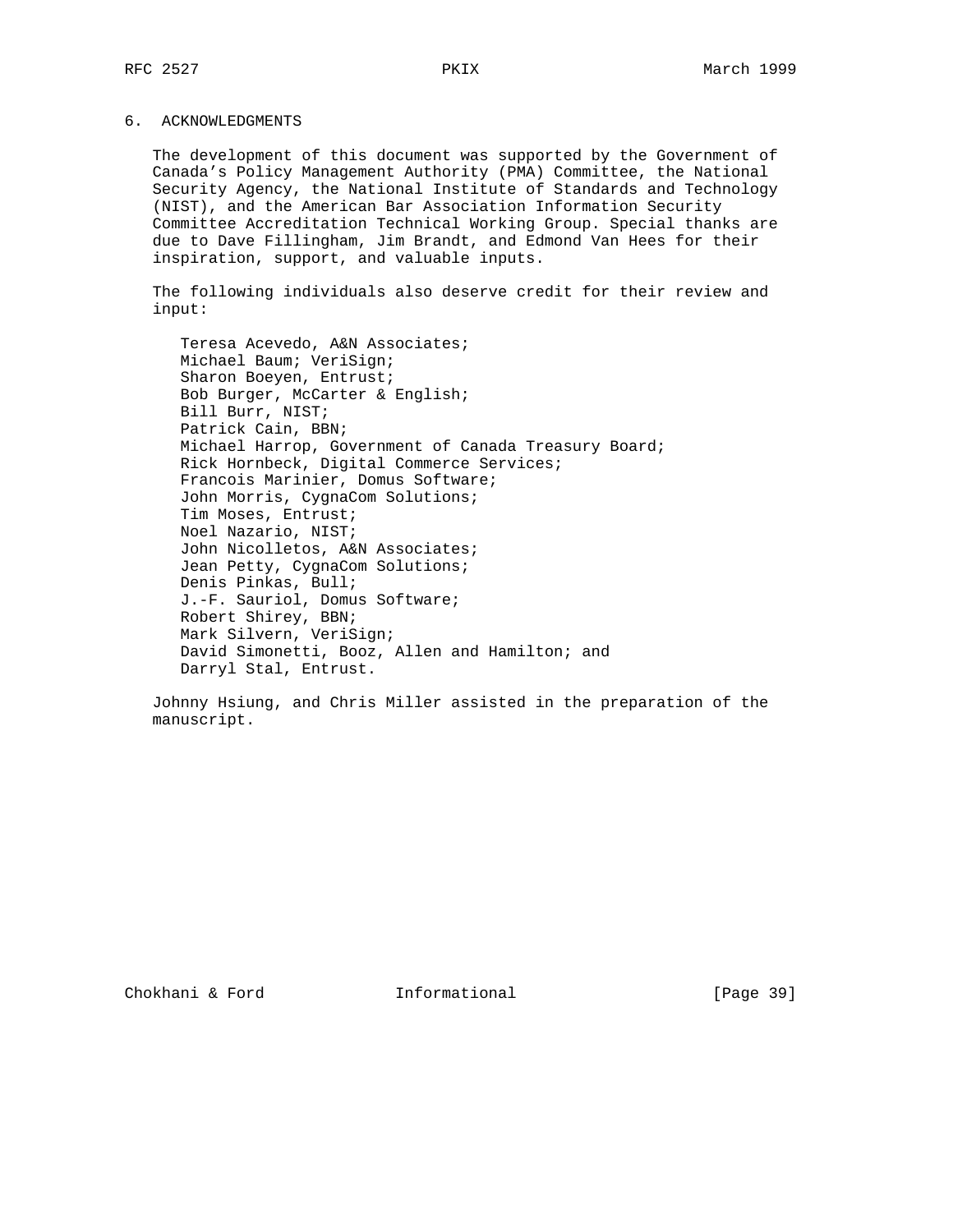## 6. ACKNOWLEDGMENTS

The development of this document was supported by the Government of Canada's Policy Management Authority (PMA) Committee, the National Security Agency, the National Institute of Standards and Technology (NIST), and the American Bar Association Information Security Committee Accreditation Technical Working Group. Special thanks are due to Dave Fillingham, Jim Brandt, and Edmond Van Hees for their inspiration, support, and valuable inputs.

The following individuals also deserve credit for their review and input:

Teresa Acevedo, A&N Associates;
Michael Baum; VeriSign;
Sharon Boeyen, Entrust;
Bob Burger, McCarter & English;
Bill Burr, NIST;
Patrick Cain, BBN;
Michael Harrop, Government of Canada Treasury Board;
Rick Hornbeck, Digital Commerce Services;
Francois Marinier, Domus Software;
John Morris, CygnaCom Solutions;
Tim Moses, Entrust;
Noel Nazario, NIST;
John Nicolletos, A&N Associates;
Jean Petty, CygnaCom Solutions;
Denis Pinkas, Bull;
J.-F. Sauriol, Domus Software;
Robert Shirey, BBN;
Mark Silvern, VeriSign;
David Simonetti, Booz, Allen and Hamilton; and
Darryl Stal, Entrust.

Johnny Hsiung, and Chris Miller assisted in the preparation of the manuscript.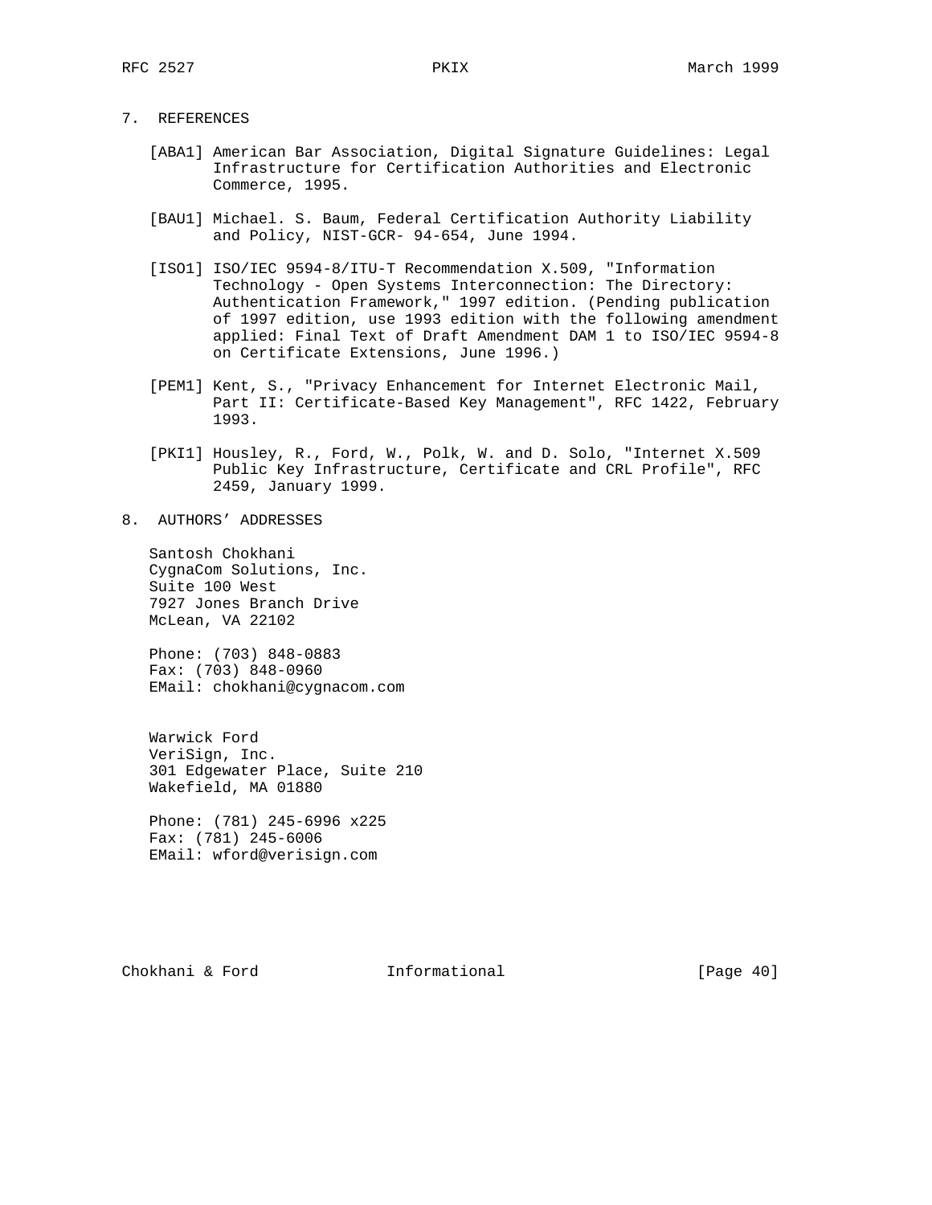## 7. REFERENCES

[ABA1] American Bar Association, Digital Signature Guidelines: Legal Infrastructure for Certification Authorities and Electronic Commerce, 1995.

[BAU1] Michael. S. Baum, Federal Certification Authority Liability and Policy, NIST-GCR- 94-654, June 1994.

[ISO1] ISO/IEC 9594-8/ITU-T Recommendation X.509, "Information Technology - Open Systems Interconnection: The Directory: Authentication Framework," 1997 edition. (Pending publication of 1997 edition, use 1993 edition with the following amendment applied: Final Text of Draft Amendment DAM 1 to ISO/IEC 9594-8 on Certificate Extensions, June 1996.)

[PEM1] Kent, S., "Privacy Enhancement for Internet Electronic Mail, Part II: Certificate-Based Key Management", RFC 1422, February 1993.

[PKI1] Housley, R., Ford, W., Polk, W. and D. Solo, "Internet X.509 Public Key Infrastructure, Certificate and CRL Profile", RFC 2459, January 1999.

## 8. AUTHORS' ADDRESSES

Santosh Chokhani
CygnaCom Solutions, Inc.
Suite 100 West
7927 Jones Branch Drive
McLean, VA 22102

Phone: (703) 848-0883
Fax: (703) 848-0960
EMail: chokhani@cygnacom.com

Warwick Ford
VeriSign, Inc.
301 Edgewater Place, Suite 210
Wakefield, MA 01880

Phone: (781) 245-6996 x225
Fax: (781) 245-6006
EMail: wford@verisign.com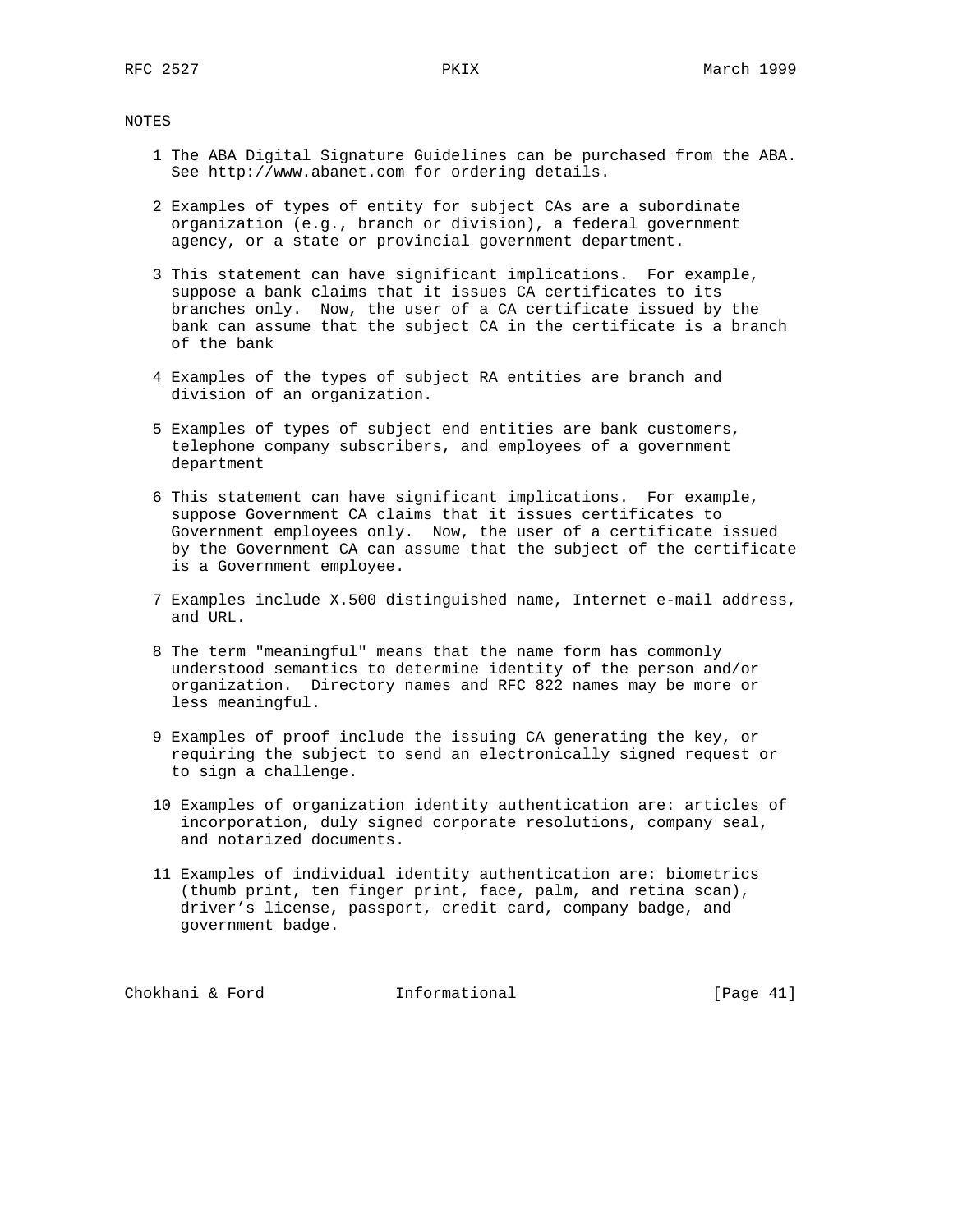NOTES

1 The ABA Digital Signature Guidelines can be purchased from the ABA. See http://www.abanet.com for ordering details.

2 Examples of types of entity for subject CAs are a subordinate organization (e.g., branch or division), a federal government agency, or a state or provincial government department.

3 This statement can have significant implications. For example, suppose a bank claims that it issues CA certificates to its branches only. Now, the user of a CA certificate issued by the bank can assume that the subject CA in the certificate is a branch of the bank

4 Examples of the types of subject RA entities are branch and division of an organization.

5 Examples of types of subject end entities are bank customers, telephone company subscribers, and employees of a government department

6 This statement can have significant implications. For example, suppose Government CA claims that it issues certificates to Government employees only. Now, the user of a certificate issued by the Government CA can assume that the subject of the certificate is a Government employee.

7 Examples include X.500 distinguished name, Internet e-mail address, and URL.

8 The term "meaningful" means that the name form has commonly understood semantics to determine identity of the person and/or organization. Directory names and RFC 822 names may be more or less meaningful.

9 Examples of proof include the issuing CA generating the key, or requiring the subject to send an electronically signed request or to sign a challenge.

10 Examples of organization identity authentication are: articles of incorporation, duly signed corporate resolutions, company seal, and notarized documents.

11 Examples of individual identity authentication are: biometrics (thumb print, ten finger print, face, palm, and retina scan), driver’s license, passport, credit card, company badge, and government badge.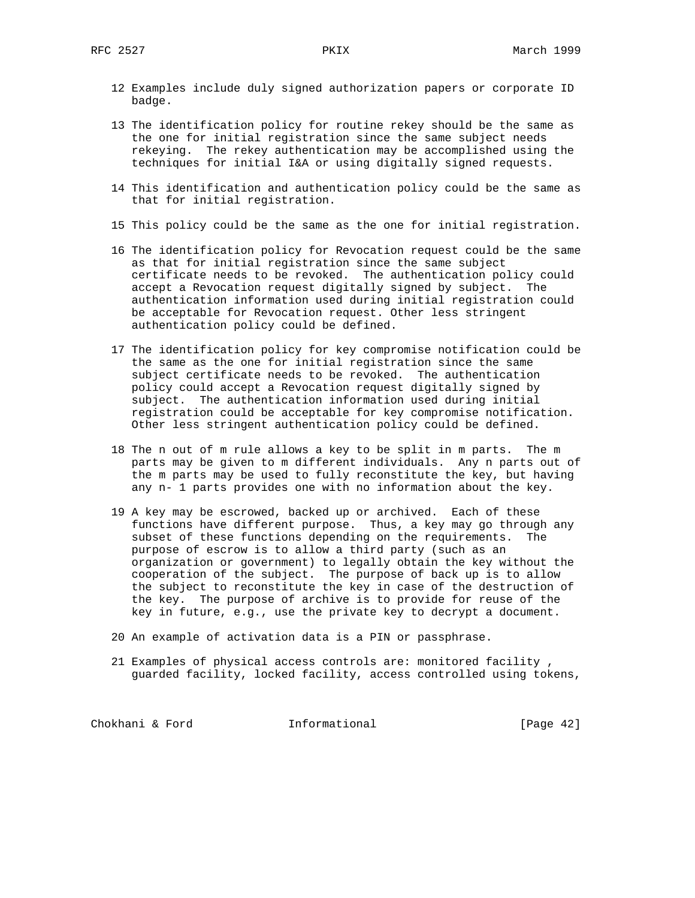12 Examples include duly signed authorization papers or corporate ID badge.

13 The identification policy for routine rekey should be the same as the one for initial registration since the same subject needs rekeying. The rekey authentication may be accomplished using the techniques for initial I&A or using digitally signed requests.

14 This identification and authentication policy could be the same as that for initial registration.

15 This policy could be the same as the one for initial registration.

16 The identification policy for Revocation request could be the same as that for initial registration since the same subject certificate needs to be revoked. The authentication policy could accept a Revocation request digitally signed by subject. The authentication information used during initial registration could be acceptable for Revocation request. Other less stringent authentication policy could be defined.

17 The identification policy for key compromise notification could be the same as the one for initial registration since the same subject certificate needs to be revoked. The authentication policy could accept a Revocation request digitally signed by subject. The authentication information used during initial registration could be acceptable for key compromise notification. Other less stringent authentication policy could be defined.

18 The n out of m rule allows a key to be split in m parts. The m parts may be given to m different individuals. Any n parts out of the m parts may be used to fully reconstitute the key, but having any n- 1 parts provides one with no information about the key.

19 A key may be escrowed, backed up or archived. Each of these functions have different purpose. Thus, a key may go through any subset of these functions depending on the requirements. The purpose of escrow is to allow a third party (such as an organization or government) to legally obtain the key without the cooperation of the subject. The purpose of back up is to allow the subject to reconstitute the key in case of the destruction of the key. The purpose of archive is to provide for reuse of the key in future, e.g., use the private key to decrypt a document.

20 An example of activation data is a PIN or passphrase.

21 Examples of physical access controls are: monitored facility , guarded facility, locked facility, access controlled using tokens,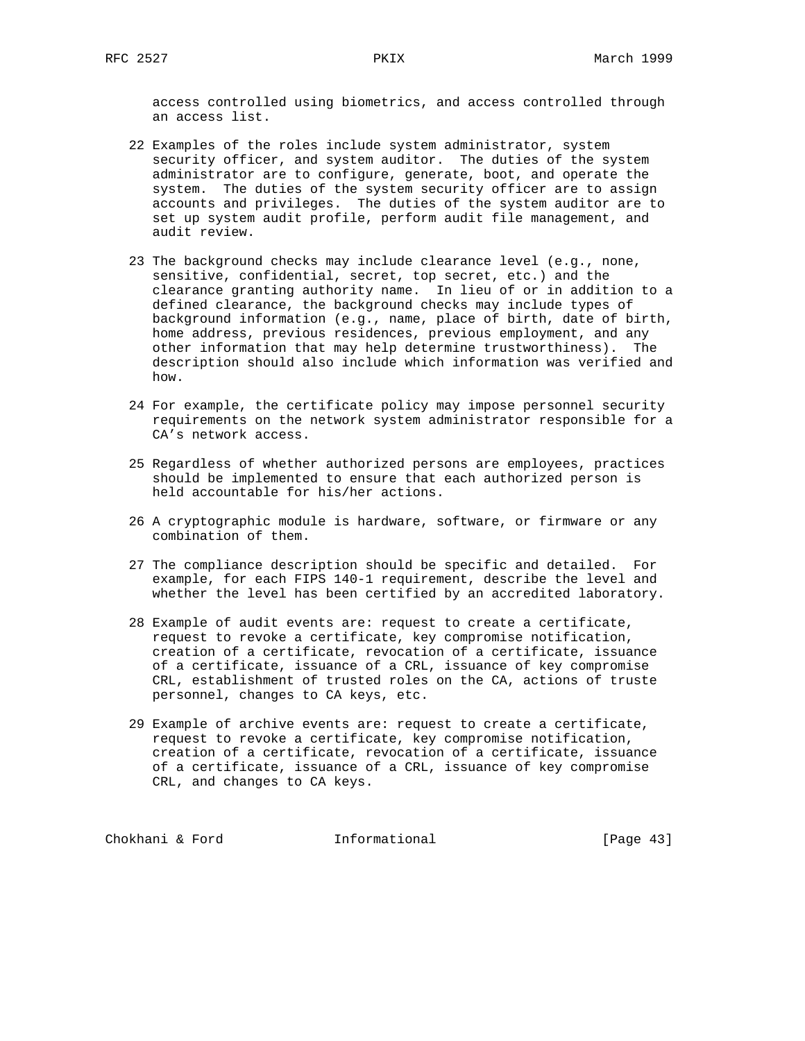access controlled using biometrics, and access controlled through an access list.

22 Examples of the roles include system administrator, system security officer, and system auditor. The duties of the system administrator are to configure, generate, boot, and operate the system. The duties of the system security officer are to assign accounts and privileges. The duties of the system auditor are to set up system audit profile, perform audit file management, and audit review.

23 The background checks may include clearance level (e.g., none, sensitive, confidential, secret, top secret, etc.) and the clearance granting authority name. In lieu of or in addition to a defined clearance, the background checks may include types of background information (e.g., name, place of birth, date of birth, home address, previous residences, previous employment, and any other information that may help determine trustworthiness). The description should also include which information was verified and how.

24 For example, the certificate policy may impose personnel security requirements on the network system administrator responsible for a CA's network access.

25 Regardless of whether authorized persons are employees, practices should be implemented to ensure that each authorized person is held accountable for his/her actions.

26 A cryptographic module is hardware, software, or firmware or any combination of them.

27 The compliance description should be specific and detailed. For example, for each FIPS 140-1 requirement, describe the level and whether the level has been certified by an accredited laboratory.

28 Example of audit events are: request to create a certificate, request to revoke a certificate, key compromise notification, creation of a certificate, revocation of a certificate, issuance of a certificate, issuance of a CRL, issuance of key compromise CRL, establishment of trusted roles on the CA, actions of truste personnel, changes to CA keys, etc.

29 Example of archive events are: request to create a certificate, request to revoke a certificate, key compromise notification, creation of a certificate, revocation of a certificate, issuance of a certificate, issuance of a CRL, issuance of key compromise CRL, and changes to CA keys.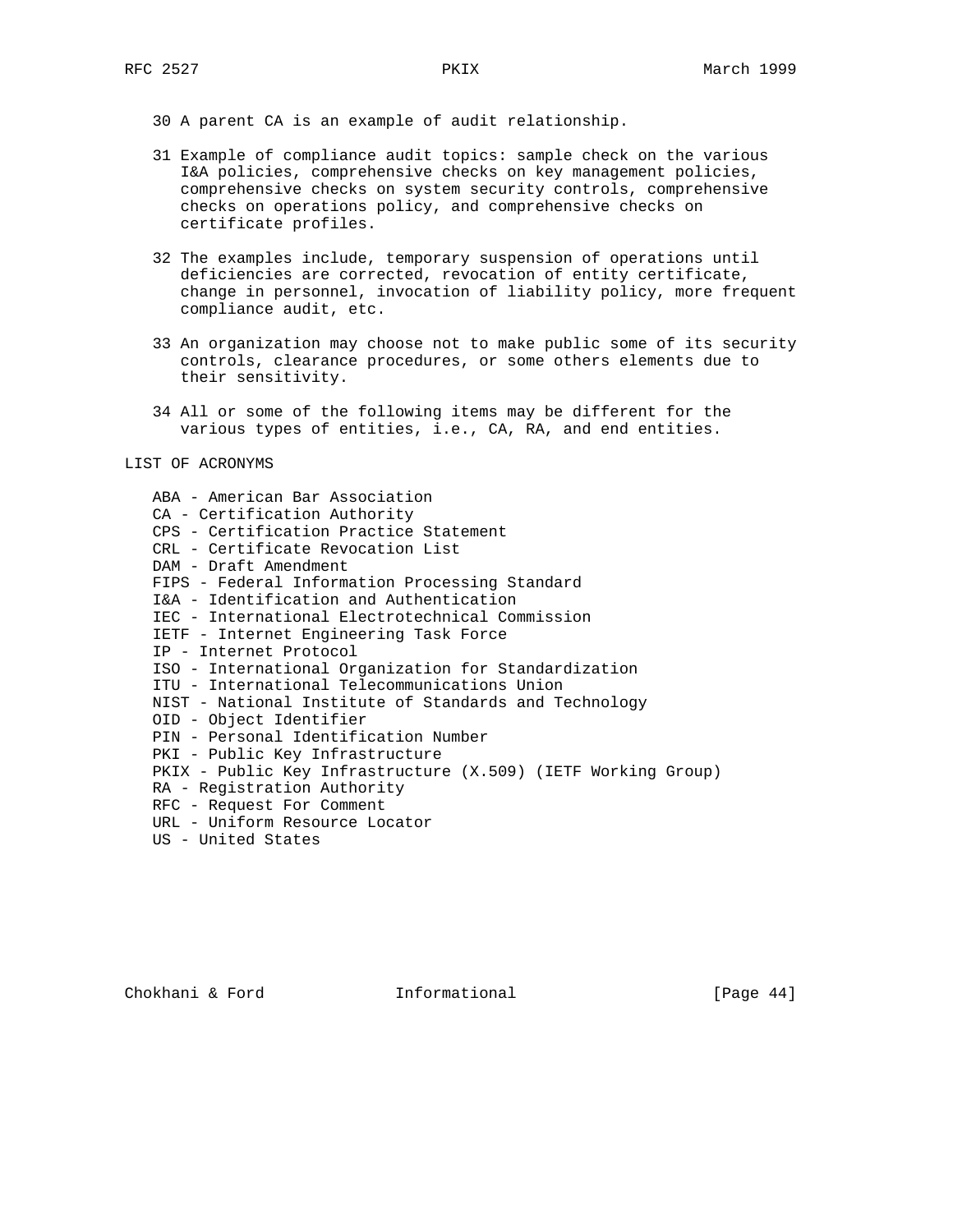30 A parent CA is an example of audit relationship.

31 Example of compliance audit topics: sample check on the various I&A policies, comprehensive checks on key management policies, comprehensive checks on system security controls, comprehensive checks on operations policy, and comprehensive checks on certificate profiles.

32 The examples include, temporary suspension of operations until deficiencies are corrected, revocation of entity certificate, change in personnel, invocation of liability policy, more frequent compliance audit, etc.

33 An organization may choose not to make public some of its security controls, clearance procedures, or some others elements due to their sensitivity.

34 All or some of the following items may be different for the various types of entities, i.e., CA, RA, and end entities.

LIST OF ACRONYMS

- ABA - American Bar Association
- CA - Certification Authority
- CPS - Certification Practice Statement
- CRL - Certificate Revocation List
- DAM - Draft Amendment
- FIPS - Federal Information Processing Standard
- I&A - Identification and Authentication
- IEC - International Electrotechnical Commission
- IETF - Internet Engineering Task Force
- IP - Internet Protocol
- ISO - International Organization for Standardization
- ITU - International Telecommunications Union
- NIST - National Institute of Standards and Technology
- OID - Object Identifier
- PIN - Personal Identification Number
- PKI - Public Key Infrastructure
- PKIX - Public Key Infrastructure (X.509) (IETF Working Group)
- RA - Registration Authority
- RFC - Request For Comment
- URL - Uniform Resource Locator
- US - United States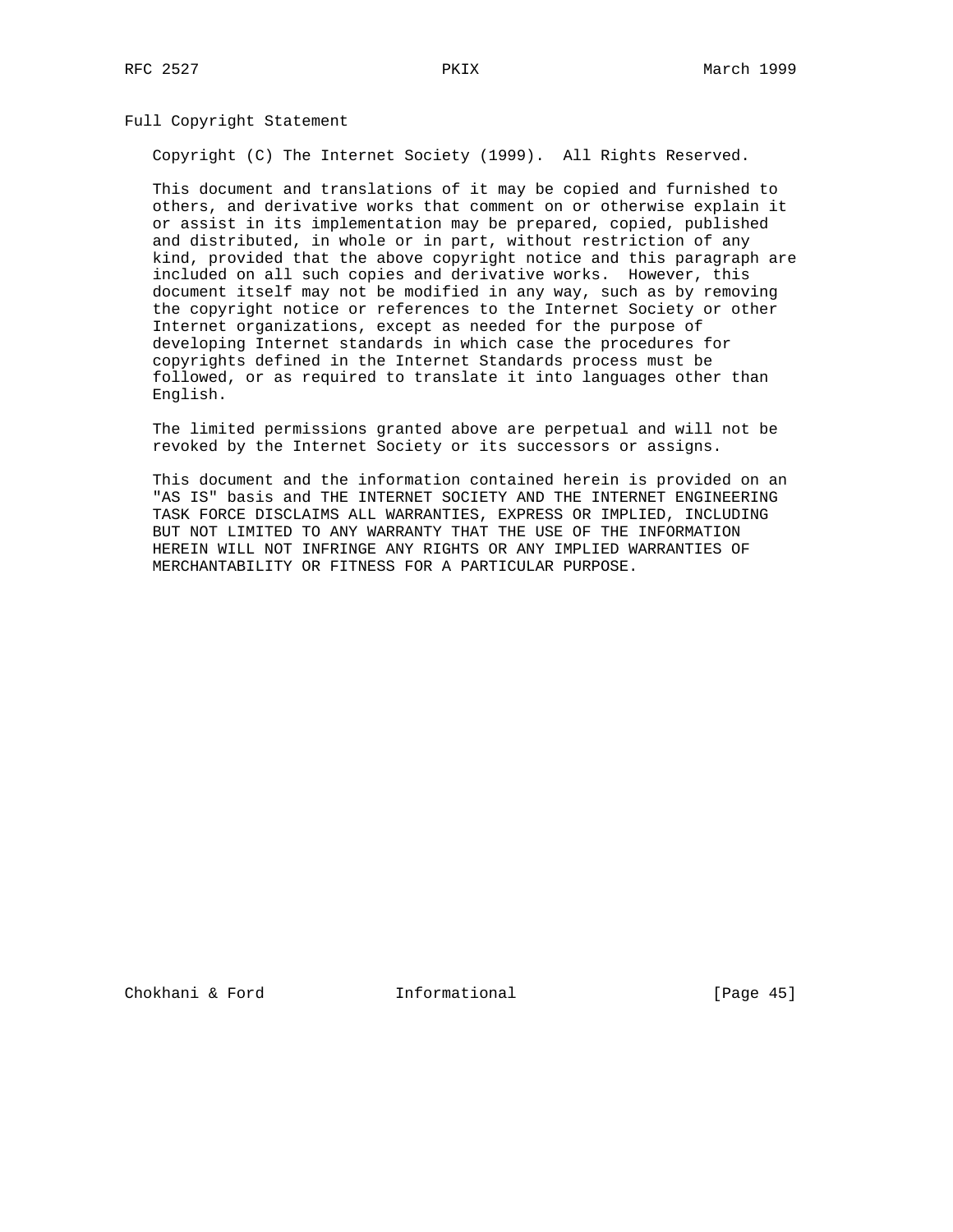## Full Copyright Statement

Copyright (C) The Internet Society (1999). All Rights Reserved.

This document and translations of it may be copied and furnished to others, and derivative works that comment on or otherwise explain it or assist in its implementation may be prepared, copied, published and distributed, in whole or in part, without restriction of any kind, provided that the above copyright notice and this paragraph are included on all such copies and derivative works. However, this document itself may not be modified in any way, such as by removing the copyright notice or references to the Internet Society or other Internet organizations, except as needed for the purpose of developing Internet standards in which case the procedures for copyrights defined in the Internet Standards process must be followed, or as required to translate it into languages other than English.

The limited permissions granted above are perpetual and will not be revoked by the Internet Society or its successors or assigns.

This document and the information contained herein is provided on an "AS IS" basis and THE INTERNET SOCIETY AND THE INTERNET ENGINEERING TASK FORCE DISCLAIMS ALL WARRANTIES, EXPRESS OR IMPLIED, INCLUDING BUT NOT LIMITED TO ANY WARRANTY THAT THE USE OF THE INFORMATION HEREIN WILL NOT INFRINGE ANY RIGHTS OR ANY IMPLIED WARRANTIES OF MERCHANTABILITY OR FITNESS FOR A PARTICULAR PURPOSE.